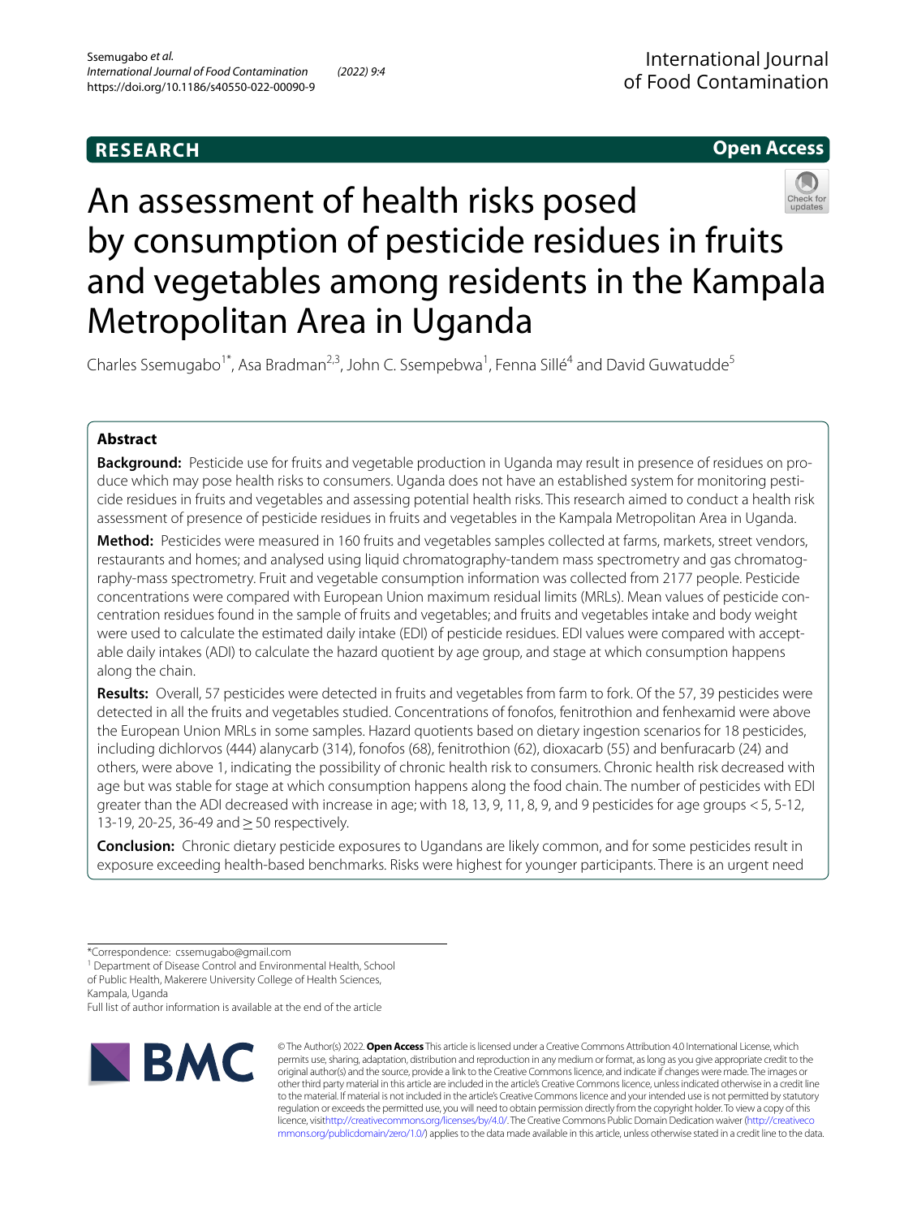RESEARCH

Open Access

# An assessment of health risks posed by consumption of pesticide residues in fruits and vegetables among residents in the Kampala Metropolitan Area in Uganda

Charles Ssemugabo[1*], Asa Bradman[2,3], John C. Ssempebwa[1], Fenna Sillé[4] and David Guwatudde[5]

## Abstract

**Background:** Pesticide use for fruits and vegetable production in Uganda may result in presence of residues on produce which may pose health risks to consumers. Uganda does not have an established system for monitoring pesticide residues in fruits and vegetables and assessing potential health risks. This research aimed to conduct a health risk assessment of presence of pesticide residues in fruits and vegetables in the Kampala Metropolitan Area in Uganda.

**Method:** Pesticides were measured in 160 fruits and vegetables samples collected at farms, markets, street vendors, restaurants and homes; and analysed using liquid chromatography-tandem mass spectrometry and gas chromatography-mass spectrometry. Fruit and vegetable consumption information was collected from 2177 people. Pesticide concentrations were compared with European Union maximum residual limits (MRLs). Mean values of pesticide concentration residues found in the sample of fruits and vegetables; and fruits and vegetables intake and body weight were used to calculate the estimated daily intake (EDI) of pesticide residues. EDI values were compared with acceptable daily intakes (ADI) to calculate the hazard quotient by age group, and stage at which consumption happens along the chain.

**Results:** Overall, 57 pesticides were detected in fruits and vegetables from farm to fork. Of the 57, 39 pesticides were detected in all the fruits and vegetables studied. Concentrations of fonofos, fenitrothion and fenhexamid were above the European Union MRLs in some samples. Hazard quotients based on dietary ingestion scenarios for 18 pesticides, including dichlorvos (444) alanycarb (314), fonofos (68), fenitrothion (62), dioxacarb (55) and benfuracarb (24) and others, were above 1, indicating the possibility of chronic health risk to consumers. Chronic health risk decreased with age but was stable for stage at which consumption happens along the food chain. The number of pesticides with EDI greater than the ADI decreased with increase in age; with 18, 13, 9, 11, 8, 9, and 9 pesticides for age groups <5, 5-12, 13-19, 20-25, 36-49 and ≥ 50 respectively.

**Conclusion:** Chronic dietary pesticide exposures to Ugandans are likely common, and for some pesticides result in exposure exceeding health-based benchmarks. Risks were highest for younger participants. There is an urgent need

*Correspondence: cssemugabo@gmail.com
[1] Department of Disease Control and Environmental Health, School of Public Health, Makerere University College of Health Sciences, Kampala, Uganda
Full list of author information is available at the end of the article

© The Author(s) 2022. **Open Access** This article is licensed under a Creative Commons Attribution 4.0 International License, which permits use, sharing, adaptation, distribution and reproduction in any medium or format, as long as you give appropriate credit to the original author(s) and the source, provide a link to the Creative Commons licence, and indicate if changes were made. The images or other third party material in this article are included in the article's Creative Commons licence, unless indicated otherwise in a credit line to the material. If material is not included in the article's Creative Commons licence and your intended use is not permitted by statutory regulation or exceeds the permitted use, you will need to obtain permission directly from the copyright holder. To view a copy of this licence, visit http://creativecommons.org/licenses/by/4.0/. The Creative Commons Public Domain Dedication waiver (http://creativecommons.org/publicdomain/zero/1.0/) applies to the data made available in this article, unless otherwise stated in a credit line to the data.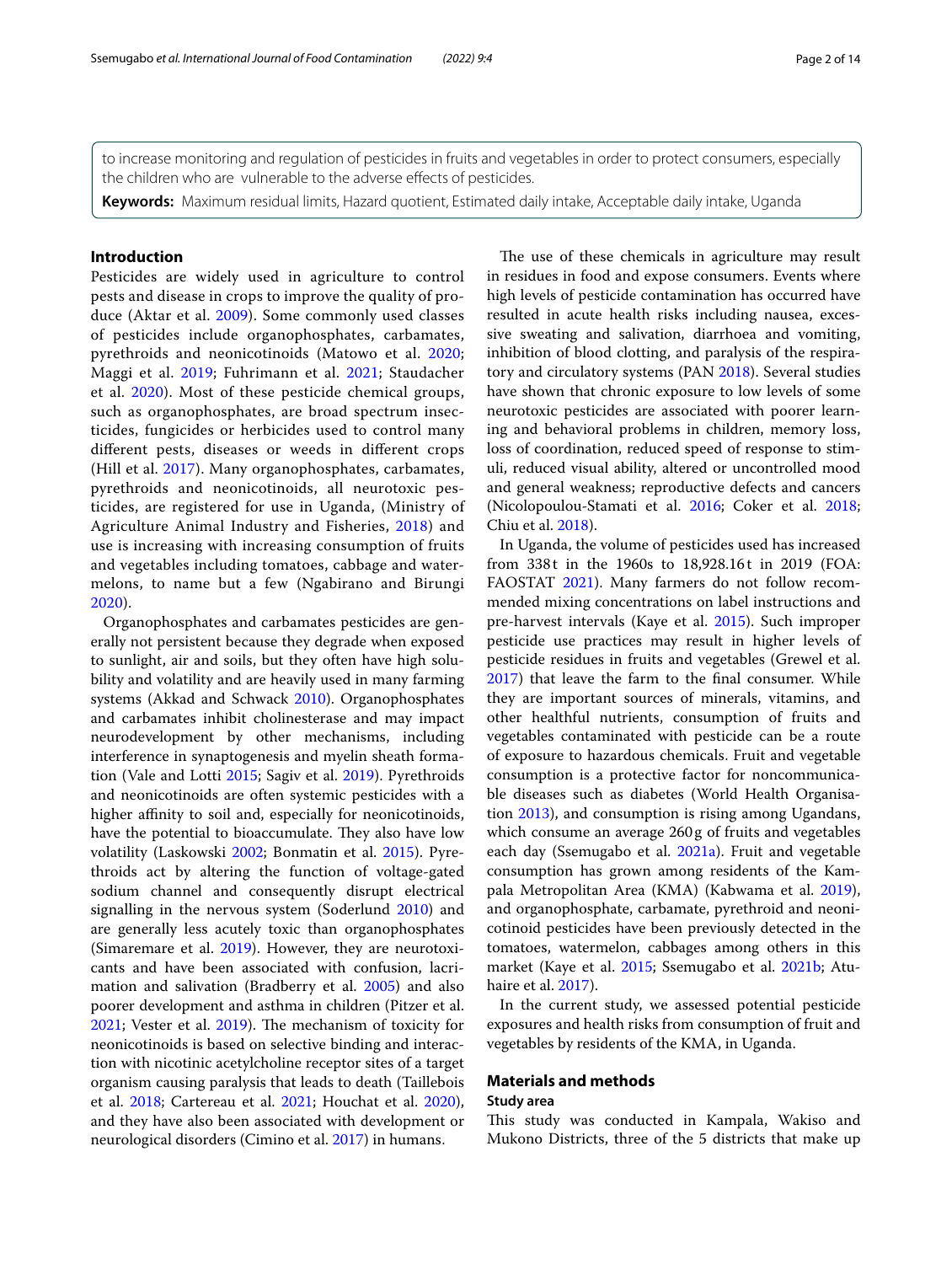to increase monitoring and regulation of pesticides in fruits and vegetables in order to protect consumers, especially the children who are vulnerable to the adverse effects of pesticides.

**Keywords:** Maximum residual limits, Hazard quotient, Estimated daily intake, Acceptable daily intake, Uganda

## Introduction

Pesticides are widely used in agriculture to control pests and disease in crops to improve the quality of produce (Aktar et al. 2009). Some commonly used classes of pesticides include organophosphates, carbamates, pyrethroids and neonicotinoids (Matowo et al. 2020; Maggi et al. 2019; Fuhrimann et al. 2021; Staudacher et al. 2020). Most of these pesticide chemical groups, such as organophosphates, are broad spectrum insecticides, fungicides or herbicides used to control many different pests, diseases or weeds in different crops (Hill et al. 2017). Many organophosphates, carbamates, pyrethroids and neonicotinoids, all neurotoxic pesticides, are registered for use in Uganda, (Ministry of Agriculture Animal Industry and Fisheries, 2018) and use is increasing with increasing consumption of fruits and vegetables including tomatoes, cabbage and watermelons, to name but a few (Ngabirano and Birungi 2020).

Organophosphates and carbamates pesticides are generally not persistent because they degrade when exposed to sunlight, air and soils, but they often have high solubility and volatility and are heavily used in many farming systems (Akkad and Schwack 2010). Organophosphates and carbamates inhibit cholinesterase and may impact neurodevelopment by other mechanisms, including interference in synaptogenesis and myelin sheath formation (Vale and Lotti 2015; Sagiv et al. 2019). Pyrethroids and neonicotinoids are often systemic pesticides with a higher affinity to soil and, especially for neonicotinoids, have the potential to bioaccumulate. They also have low volatility (Laskowski 2002; Bonmatin et al. 2015). Pyrethroids act by altering the function of voltage-gated sodium channel and consequently disrupt electrical signalling in the nervous system (Soderlund 2010) and are generally less acutely toxic than organophosphates (Simaremare et al. 2019). However, they are neurotoxicants and have been associated with confusion, lacrimation and salivation (Bradberry et al. 2005) and also poorer development and asthma in children (Pitzer et al. 2021; Vester et al. 2019). The mechanism of toxicity for neonicotinoids is based on selective binding and interaction with nicotinic acetylcholine receptor sites of a target organism causing paralysis that leads to death (Taillebois et al. 2018; Cartereau et al. 2021; Houchat et al. 2020), and they have also been associated with development or neurological disorders (Cimino et al. 2017) in humans.

The use of these chemicals in agriculture may result in residues in food and expose consumers. Events where high levels of pesticide contamination has occurred have resulted in acute health risks including nausea, excessive sweating and salivation, diarrhoea and vomiting, inhibition of blood clotting, and paralysis of the respiratory and circulatory systems (PAN 2018). Several studies have shown that chronic exposure to low levels of some neurotoxic pesticides are associated with poorer learning and behavioral problems in children, memory loss, loss of coordination, reduced speed of response to stimuli, reduced visual ability, altered or uncontrolled mood and general weakness; reproductive defects and cancers (Nicolopoulou-Stamati et al. 2016; Coker et al. 2018; Chiu et al. 2018).

In Uganda, the volume of pesticides used has increased from 338 t in the 1960s to 18,928.16 t in 2019 (FOA: FAOSTAT 2021). Many farmers do not follow recommended mixing concentrations on label instructions and pre-harvest intervals (Kaye et al. 2015). Such improper pesticide use practices may result in higher levels of pesticide residues in fruits and vegetables (Grewel et al. 2017) that leave the farm to the final consumer. While they are important sources of minerals, vitamins, and other healthful nutrients, consumption of fruits and vegetables contaminated with pesticide can be a route of exposure to hazardous chemicals. Fruit and vegetable consumption is a protective factor for noncommunicable diseases such as diabetes (World Health Organisation 2013), and consumption is rising among Ugandans, which consume an average 260 g of fruits and vegetables each day (Ssemugabo et al. 2021a). Fruit and vegetable consumption has grown among residents of the Kampala Metropolitan Area (KMA) (Kabwama et al. 2019), and organophosphate, carbamate, pyrethroid and neonicotinoid pesticides have been previously detected in the tomatoes, watermelon, cabbages among others in this market (Kaye et al. 2015; Ssemugabo et al. 2021b; Atuhaire et al. 2017).

In the current study, we assessed potential pesticide exposures and health risks from consumption of fruit and vegetables by residents of the KMA, in Uganda.

## Materials and methods

### Study area

This study was conducted in Kampala, Wakiso and Mukono Districts, three of the 5 districts that make up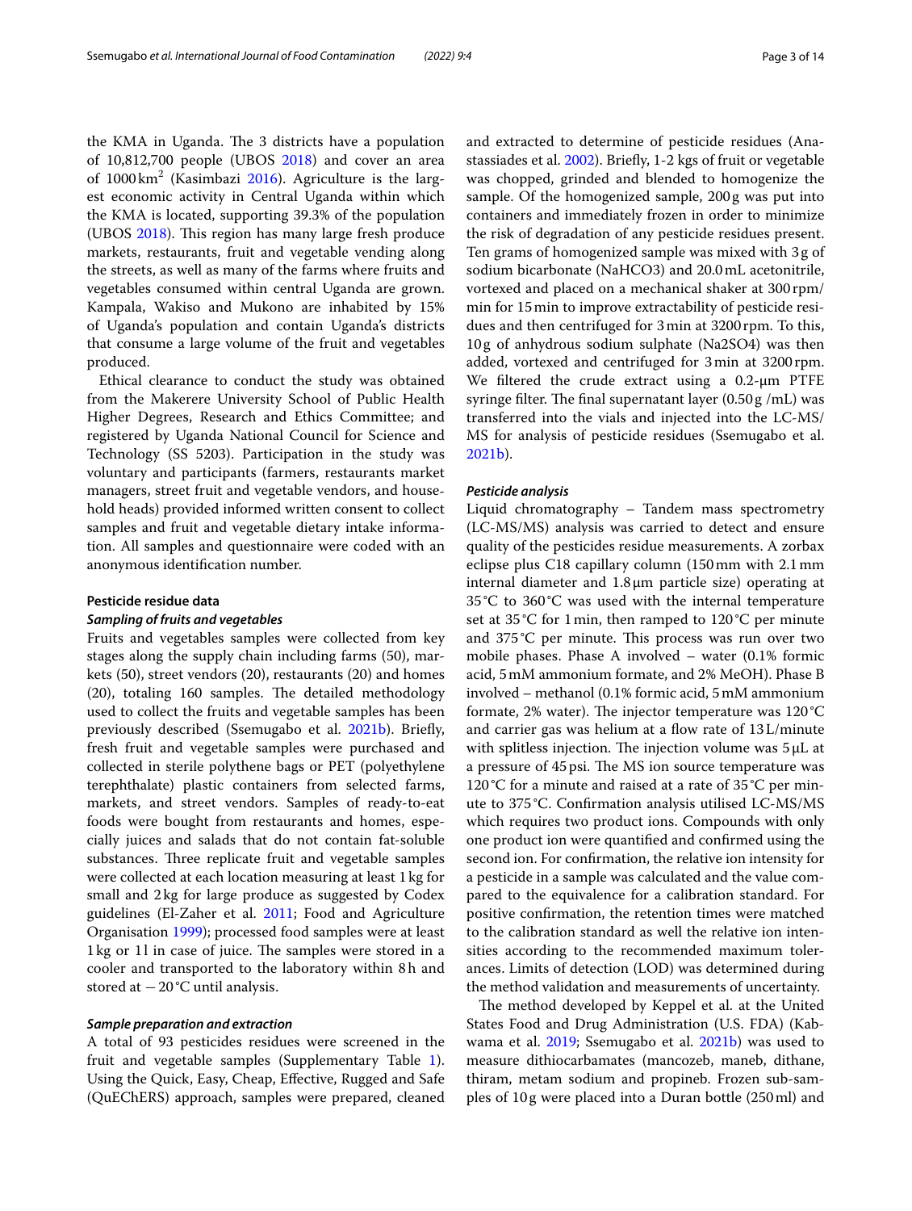the KMA in Uganda. The 3 districts have a population of 10,812,700 people (UBOS 2018) and cover an area of 1000 $km^2$ (Kasimbazi 2016). Agriculture is the largest economic activity in Central Uganda within which the KMA is located, supporting 39.3% of the population (UBOS 2018). This region has many large fresh produce markets, restaurants, fruit and vegetable vending along the streets, as well as many of the farms where fruits and vegetables consumed within central Uganda are grown. Kampala, Wakiso and Mukono are inhabited by 15% of Uganda's population and contain Uganda's districts that consume a large volume of the fruit and vegetables produced.

Ethical clearance to conduct the study was obtained from the Makerere University School of Public Health Higher Degrees, Research and Ethics Committee; and registered by Uganda National Council for Science and Technology (SS 5203). Participation in the study was voluntary and participants (farmers, restaurants market managers, street fruit and vegetable vendors, and household heads) provided informed written consent to collect samples and fruit and vegetable dietary intake information. All samples and questionnaire were coded with an anonymous identification number.

## Pesticide residue data

### *Sampling of fruits and vegetables*

Fruits and vegetables samples were collected from key stages along the supply chain including farms (50), markets (50), street vendors (20), restaurants (20) and homes (20), totaling 160 samples. The detailed methodology used to collect the fruits and vegetable samples has been previously described (Ssemugabo et al. 2021b). Briefly, fresh fruit and vegetable samples were purchased and collected in sterile polythene bags or PET (polyethylene terephthalate) plastic containers from selected farms, markets, and street vendors. Samples of ready-to-eat foods were bought from restaurants and homes, especially juices and salads that do not contain fat-soluble substances. Three replicate fruit and vegetable samples were collected at each location measuring at least 1 kg for small and 2 kg for large produce as suggested by Codex guidelines (El-Zaher et al. 2011; Food and Agriculture Organisation 1999); processed food samples were at least 1 kg or 1 l in case of juice. The samples were stored in a cooler and transported to the laboratory within 8 h and stored at −20 °C until analysis.

### *Sample preparation and extraction*

A total of 93 pesticides residues were screened in the fruit and vegetable samples (Supplementary Table 1). Using the Quick, Easy, Cheap, Effective, Rugged and Safe (QuEChERS) approach, samples were prepared, cleaned and extracted to determine of pesticide residues (Anastassiades et al. 2002). Briefly, 1-2 kgs of fruit or vegetable was chopped, grinded and blended to homogenize the sample. Of the homogenized sample, 200 g was put into containers and immediately frozen in order to minimize the risk of degradation of any pesticide residues present. Ten grams of homogenized sample was mixed with 3 g of sodium bicarbonate ($NaHCO_3$) and 20.0 mL acetonitrile, vortexed and placed on a mechanical shaker at 300 rpm/min for 15 min to improve extractability of pesticide residues and then centrifuged for 3 min at 3200 rpm. To this, 10 g of anhydrous sodium sulphate ($Na_2SO_4$) was then added, vortexed and centrifuged for 3 min at 3200 rpm. We filtered the crude extract using a 0.2-μm PTFE syringe filter. The final supernatant layer (0.50 g /mL) was transferred into the vials and injected into the LC-MS/MS for analysis of pesticide residues (Ssemugabo et al. 2021b).

### *Pesticide analysis*

Liquid chromatography – Tandem mass spectrometry (LC-MS/MS) analysis was carried to detect and ensure quality of the pesticides residue measurements. A zorbax eclipse plus C18 capillary column (150 mm with 2.1 mm internal diameter and 1.8 μm particle size) operating at 35 °C to 360 °C was used with the internal temperature set at 35 °C for 1 min, then ramped to 120 °C per minute and 375 °C per minute. This process was run over two mobile phases. Phase A involved – water (0.1% formic acid, 5 mM ammonium formate, and 2% MeOH). Phase B involved – methanol (0.1% formic acid, 5 mM ammonium formate, 2% water). The injector temperature was 120 °C and carrier gas was helium at a flow rate of 13 L/minute with splitless injection. The injection volume was 5 μL at a pressure of 45 psi. The MS ion source temperature was 120 °C for a minute and raised at a rate of 35 °C per minute to 375 °C. Confirmation analysis utilised LC-MS/MS which requires two product ions. Compounds with only one product ion were quantified and confirmed using the second ion. For confirmation, the relative ion intensity for a pesticide in a sample was calculated and the value compared to the equivalence for a calibration standard. For positive confirmation, the retention times were matched to the calibration standard as well the relative ion intensities according to the recommended maximum tolerances. Limits of detection (LOD) was determined during the method validation and measurements of uncertainty.

The method developed by Keppel et al. at the United States Food and Drug Administration (U.S. FDA) (Kabwama et al. 2019; Ssemugabo et al. 2021b) was used to measure dithiocarbamates (mancozeb, maneb, dithane, thiram, metam sodium and propineb. Frozen sub-samples of 10 g were placed into a Duran bottle (250 ml) and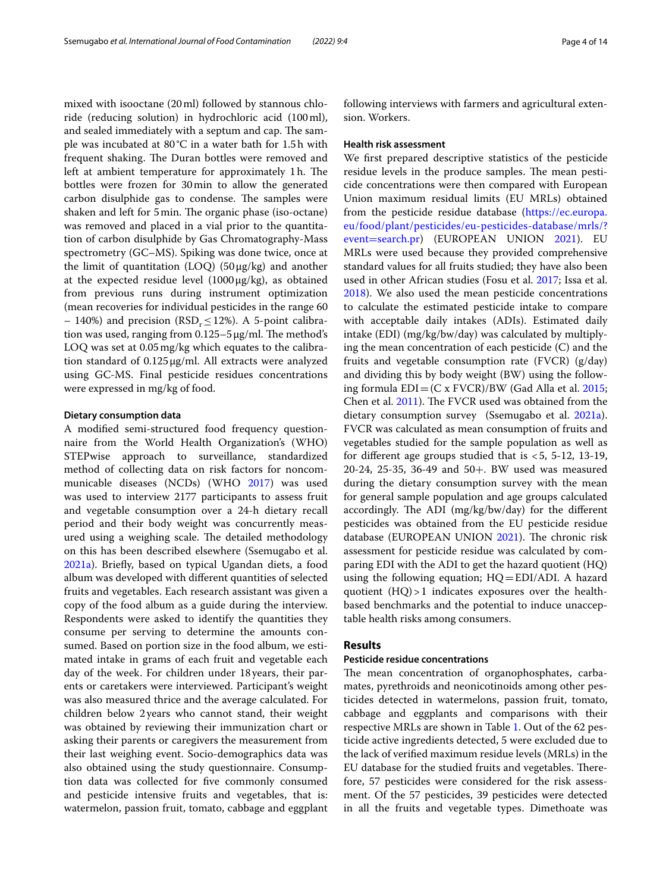mixed with isooctane (20 ml) followed by stannous chloride (reducing solution) in hydrochloric acid (100 ml), and sealed immediately with a septum and cap. The sample was incubated at 80 °C in a water bath for 1.5 h with frequent shaking. The Duran bottles were removed and left at ambient temperature for approximately 1 h. The bottles were frozen for 30 min to allow the generated carbon disulphide gas to condense. The samples were shaken and left for 5 min. The organic phase (iso-octane) was removed and placed in a vial prior to the quantitation of carbon disulphide by Gas Chromatography-Mass spectrometry (GC–MS). Spiking was done twice, once at the limit of quantitation (LOQ) (50 μg/kg) and another at the expected residue level (1000 μg/kg), as obtained from previous runs during instrument optimization (mean recoveries for individual pesticides in the range 60 – 140%) and precision ($RSD_r \leq 12\%$). A 5-point calibration was used, ranging from 0.125–5 μg/ml. The method's LOQ was set at 0.05 mg/kg which equates to the calibration standard of 0.125 μg/ml. All extracts were analyzed using GC-MS. Final pesticide residues concentrations were expressed in mg/kg of food.

#### Dietary consumption data

A modified semi-structured food frequency questionnaire from the World Health Organization's (WHO) STEPwise approach to surveillance, standardized method of collecting data on risk factors for noncommunicable diseases (NCDs) (WHO 2017) was used was used to interview 2177 participants to assess fruit and vegetable consumption over a 24-h dietary recall period and their body weight was concurrently measured using a weighing scale. The detailed methodology on this has been described elsewhere (Ssemugabo et al. 2021a). Briefly, based on typical Ugandan diets, a food album was developed with different quantities of selected fruits and vegetables. Each research assistant was given a copy of the food album as a guide during the interview. Respondents were asked to identify the quantities they consume per serving to determine the amounts consumed. Based on portion size in the food album, we estimated intake in grams of each fruit and vegetable each day of the week. For children under 18 years, their parents or caretakers were interviewed. Participant's weight was also measured thrice and the average calculated. For children below 2 years who cannot stand, their weight was obtained by reviewing their immunization chart or asking their parents or caregivers the measurement from their last weighing event. Socio-demographics data was also obtained using the study questionnaire. Consumption data was collected for five commonly consumed and pesticide intensive fruits and vegetables, that is: watermelon, passion fruit, tomato, cabbage and eggplant following interviews with farmers and agricultural extension. Workers.

#### Health risk assessment

We first prepared descriptive statistics of the pesticide residue levels in the produce samples. The mean pesticide concentrations were then compared with European Union maximum residual limits (EU MRLs) obtained from the pesticide residue database (https://ec.europa.eu/food/plant/pesticides/eu-pesticides-database/mrls/?event=search.pr) (EUROPEAN UNION 2021). EU MRLs were used because they provided comprehensive standard values for all fruits studied; they have also been used in other African studies (Fosu et al. 2017; Issa et al. 2018). We also used the mean pesticide concentrations to calculate the estimated pesticide intake to compare with acceptable daily intakes (ADIs). Estimated daily intake (EDI) (mg/kg/bw/day) was calculated by multiplying the mean concentration of each pesticide (C) and the fruits and vegetable consumption rate (FVCR) (g/day) and dividing this by body weight (BW) using the following formula $EDI = (C \times FVCR)/BW$ (Gad Alla et al. 2015; Chen et al. 2011). The FVCR used was obtained from the dietary consumption survey (Ssemugabo et al. 2021a). FVCR was calculated as mean consumption of fruits and vegetables studied for the sample population as well as for different age groups studied that is <5, 5-12, 13-19, 20-24, 25-35, 36-49 and 50+. BW used was measured during the dietary consumption survey with the mean for general sample population and age groups calculated accordingly. The ADI (mg/kg/bw/day) for the different pesticides was obtained from the EU pesticide residue database (EUROPEAN UNION 2021). The chronic risk assessment for pesticide residue was calculated by comparing EDI with the ADI to get the hazard quotient (HQ) using the following equation; $HQ = EDI/ADI$. A hazard quotient $(HQ) > 1$ indicates exposures over the health-based benchmarks and the potential to induce unacceptable health risks among consumers.

## Results

#### Pesticide residue concentrations

The mean concentration of organophosphates, carbamates, pyrethroids and neonicotinoids among other pesticides detected in watermelons, passion fruit, tomato, cabbage and eggplants and comparisons with their respective MRLs are shown in Table 1. Out of the 62 pesticide active ingredients detected, 5 were excluded due to the lack of verified maximum residue levels (MRLs) in the EU database for the studied fruits and vegetables. Therefore, 57 pesticides were considered for the risk assessment. Of the 57 pesticides, 39 pesticides were detected in all the fruits and vegetable types. Dimethoate was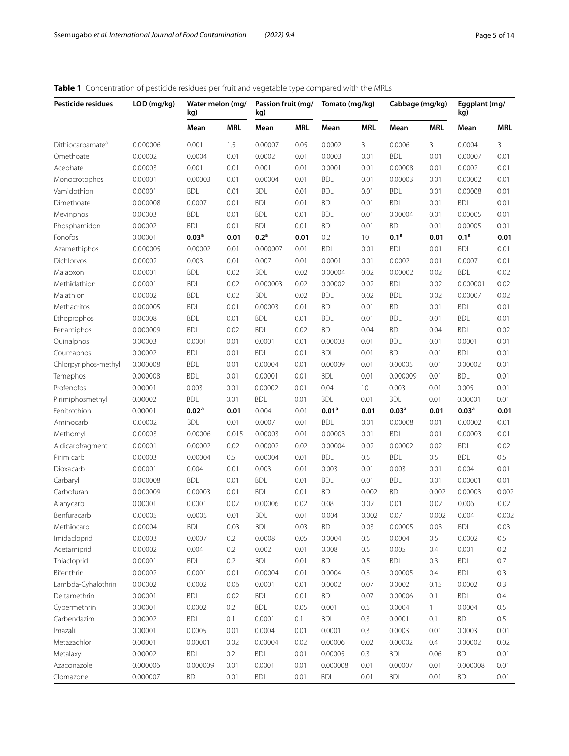**Table 1** Concentration of pesticide residues per fruit and vegetable type compared with the MRLs

| Pesticide residues | LOD (mg/kg) | Water melon (mg/kg) | | Passion fruit (mg/kg) | | Tomato (mg/kg) | | Cabbage (mg/kg) | | Eggplant (mg/kg) | |
|---|---|---|---|---|---|---|---|---|---|---|---|
| | | Mean | MRL | Mean | MRL | Mean | MRL | Mean | MRL | Mean | MRL |
| Dithiocarbamate[a] | 0.000006 | 0.001 | 1.5 | 0.00007 | 0.05 | 0.0002 | 3 | 0.0006 | 3 | 0.0004 | 3 |
| Omethoate | 0.00002 | 0.0004 | 0.01 | 0.0002 | 0.01 | 0.0003 | 0.01 | BDL | 0.01 | 0.00007 | 0.01 |
| Acephate | 0.00003 | 0.001 | 0.01 | 0.001 | 0.01 | 0.0001 | 0.01 | 0.00008 | 0.01 | 0.0002 | 0.01 |
| Monocrotophos | 0.00001 | 0.00003 | 0.01 | 0.00004 | 0.01 | BDL | 0.01 | 0.00003 | 0.01 | 0.00002 | 0.01 |
| Vamidothion | 0.00001 | BDL | 0.01 | BDL | 0.01 | BDL | 0.01 | BDL | 0.01 | 0.00008 | 0.01 |
| Dimethoate | 0.000008 | 0.0007 | 0.01 | BDL | 0.01 | BDL | 0.01 | BDL | 0.01 | BDL | 0.01 |
| Mevinphos | 0.00003 | BDL | 0.01 | BDL | 0.01 | BDL | 0.01 | 0.00004 | 0.01 | 0.00005 | 0.01 |
| Phosphamidon | 0.00002 | BDL | 0.01 | BDL | 0.01 | BDL | 0.01 | BDL | 0.01 | 0.00005 | 0.01 |
| Fonofos | 0.00001 | **0.03[a]** | **0.01** | **0.2[a]** | **0.01** | 0.2 | 10 | **0.1[a]** | **0.01** | **0.1[a]** | **0.01** |
| Azamethiphos | 0.000005 | 0.00002 | 0.01 | 0.000007 | 0.01 | BDL | 0.01 | BDL | 0.01 | BDL | 0.01 |
| Dichlorvos | 0.00002 | 0.003 | 0.01 | 0.007 | 0.01 | 0.0001 | 0.01 | 0.0002 | 0.01 | 0.0007 | 0.01 |
| Malaoxon | 0.00001 | BDL | 0.02 | BDL | 0.02 | 0.00004 | 0.02 | 0.00002 | 0.02 | BDL | 0.02 |
| Methidathion | 0.00001 | BDL | 0.02 | 0.000003 | 0.02 | 0.00002 | 0.02 | BDL | 0.02 | 0.000001 | 0.02 |
| Malathion | 0.00002 | BDL | 0.02 | BDL | 0.02 | BDL | 0.02 | BDL | 0.02 | 0.00007 | 0.02 |
| Methacrifos | 0.000005 | BDL | 0.01 | 0.00003 | 0.01 | BDL | 0.01 | BDL | 0.01 | BDL | 0.01 |
| Ethoprophos | 0.00008 | BDL | 0.01 | BDL | 0.01 | BDL | 0.01 | BDL | 0.01 | BDL | 0.01 |
| Fenamiphos | 0.000009 | BDL | 0.02 | BDL | 0.02 | BDL | 0.04 | BDL | 0.04 | BDL | 0.02 |
| Quinalphos | 0.00003 | 0.0001 | 0.01 | 0.0001 | 0.01 | 0.00003 | 0.01 | BDL | 0.01 | 0.0001 | 0.01 |
| Coumaphos | 0.00002 | BDL | 0.01 | BDL | 0.01 | BDL | 0.01 | BDL | 0.01 | BDL | 0.01 |
| Chlorpyriphos-methyl | 0.000008 | BDL | 0.01 | 0.00004 | 0.01 | 0.00009 | 0.01 | 0.00005 | 0.01 | 0.00002 | 0.01 |
| Temephos | 0.000008 | BDL | 0.01 | 0.00001 | 0.01 | BDL | 0.01 | 0.000009 | 0.01 | BDL | 0.01 |
| Profenofos | 0.00001 | 0.003 | 0.01 | 0.00002 | 0.01 | 0.04 | 10 | 0.003 | 0.01 | 0.005 | 0.01 |
| Pirimiphosmethyl | 0.00002 | BDL | 0.01 | BDL | 0.01 | BDL | 0.01 | BDL | 0.01 | 0.00001 | 0.01 |
| Fenitrothion | 0.00001 | **0.02[a]** | **0.01** | 0.004 | 0.01 | **0.01[a]** | **0.01** | **0.03[a]** | **0.01** | **0.03[a]** | **0.01** |
| Aminocarb | 0.00002 | BDL | 0.01 | 0.0007 | 0.01 | BDL | 0.01 | 0.00008 | 0.01 | 0.00002 | 0.01 |
| Methomyl | 0.00003 | 0.00006 | 0.015 | 0.00003 | 0.01 | 0.00003 | 0.01 | BDL | 0.01 | 0.00003 | 0.01 |
| Aldicarbfragment | 0.00001 | 0.00002 | 0.02 | 0.00002 | 0.02 | 0.00004 | 0.02 | 0.00002 | 0.02 | BDL | 0.02 |
| Pirimicarb | 0.00003 | 0.00004 | 0.5 | 0.00004 | 0.01 | BDL | 0.5 | BDL | 0.5 | BDL | 0.5 |
| Dioxacarb | 0.00001 | 0.004 | 0.01 | 0.003 | 0.01 | 0.003 | 0.01 | 0.003 | 0.01 | 0.004 | 0.01 |
| Carbaryl | 0.000008 | BDL | 0.01 | BDL | 0.01 | BDL | 0.01 | BDL | 0.01 | 0.00001 | 0.01 |
| Carbofuran | 0.000009 | 0.00003 | 0.01 | BDL | 0.01 | BDL | 0.002 | BDL | 0.002 | 0.00003 | 0.002 |
| Alanycarb | 0.00001 | 0.0001 | 0.02 | 0.00006 | 0.02 | 0.08 | 0.02 | 0.01 | 0.02 | 0.006 | 0.02 |
| Benfuracarb | 0.00005 | 0.0005 | 0.01 | BDL | 0.01 | 0.004 | 0.002 | 0.07 | 0.002 | 0.004 | 0.002 |
| Methiocarb | 0.00004 | BDL | 0.03 | BDL | 0.03 | BDL | 0.03 | 0.00005 | 0.03 | BDL | 0.03 |
| Imidacloprid | 0.00003 | 0.0007 | 0.2 | 0.0008 | 0.05 | 0.0004 | 0.5 | 0.0004 | 0.5 | 0.0002 | 0.5 |
| Acetamiprid | 0.00002 | 0.004 | 0.2 | 0.002 | 0.01 | 0.008 | 0.5 | 0.005 | 0.4 | 0.001 | 0.2 |
| Thiacloprid | 0.00001 | BDL | 0.2 | BDL | 0.01 | BDL | 0.5 | BDL | 0.3 | BDL | 0.7 |
| Bifenthrin | 0.00002 | 0.0001 | 0.01 | 0.00004 | 0.01 | 0.0004 | 0.3 | 0.00005 | 0.4 | BDL | 0.3 |
| Lambda-Cyhalothrin | 0.00002 | 0.0002 | 0.06 | 0.0001 | 0.01 | 0.0002 | 0.07 | 0.0002 | 0.15 | 0.0002 | 0.3 |
| Deltamethrin | 0.00001 | BDL | 0.02 | BDL | 0.01 | BDL | 0.07 | 0.00006 | 0.1 | BDL | 0.4 |
| Cypermethrin | 0.00001 | 0.0002 | 0.2 | BDL | 0.05 | 0.001 | 0.5 | 0.0004 | 1 | 0.0004 | 0.5 |
| Carbendazim | 0.00002 | BDL | 0.1 | 0.0001 | 0.1 | BDL | 0.3 | 0.0001 | 0.1 | BDL | 0.5 |
| Imazalil | 0.00001 | 0.0005 | 0.01 | 0.0004 | 0.01 | 0.0001 | 0.3 | 0.0003 | 0.01 | 0.0003 | 0.01 |
| Metazachlor | 0.00001 | 0.00001 | 0.02 | 0.00004 | 0.02 | 0.00006 | 0.02 | 0.00002 | 0.4 | 0.00002 | 0.02 |
| Metalaxyl | 0.00002 | BDL | 0.2 | BDL | 0.01 | 0.00005 | 0.3 | BDL | 0.06 | BDL | 0.01 |
| Azaconazole | 0.000006 | 0.000009 | 0.01 | 0.0001 | 0.01 | 0.000008 | 0.01 | 0.00007 | 0.01 | 0.000008 | 0.01 |
| Clomazone | 0.000007 | BDL | 0.01 | BDL | 0.01 | BDL | 0.01 | BDL | 0.01 | BDL | 0.01 |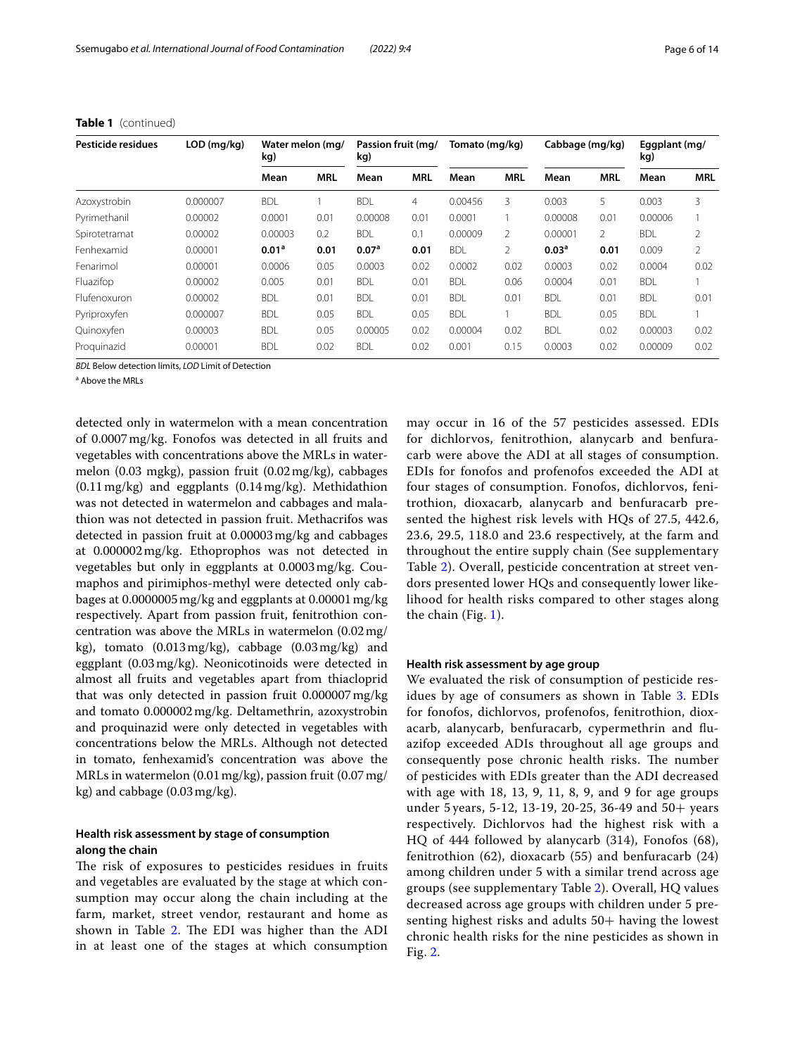**Table 1** (continued)

| Pesticide residues | LOD (mg/kg) | Water melon (mg/kg) | | Passion fruit (mg/kg) | | Tomato (mg/kg) | | Cabbage (mg/kg) | | Eggplant (mg/kg) | |
|---|---|---|---|---|---|---|---|---|---|---|---|
| | | Mean | MRL | Mean | MRL | Mean | MRL | Mean | MRL | Mean | MRL |
| Azoxystrobin | 0.000007 | BDL | 1 | BDL | 4 | 0.00456 | 3 | 0.003 | 5 | 0.003 | 3 |
| Pyrimethanil | 0.00002 | 0.0001 | 0.01 | 0.00008 | 0.01 | 0.0001 | 1 | 0.00008 | 0.01 | 0.00006 | 1 |
| Spirotetramat | 0.00002 | 0.00003 | 0.2 | BDL | 0.1 | 0.00009 | 2 | 0.00001 | 2 | BDL | 2 |
| Fenhexamid | 0.00001 | **0.01**[a] | **0.01** | **0.07**[a] | **0.01** | BDL | 2 | **0.03**[a] | **0.01** | 0.009 | 2 |
| Fenarimol | 0.00001 | 0.0006 | 0.05 | 0.0003 | 0.02 | 0.0002 | 0.02 | 0.0003 | 0.02 | 0.0004 | 0.02 |
| Fluazifop | 0.00002 | 0.005 | 0.01 | BDL | 0.01 | BDL | 0.06 | 0.0004 | 0.01 | BDL | 1 |
| Flufenoxuron | 0.00002 | BDL | 0.01 | BDL | 0.01 | BDL | 0.01 | BDL | 0.01 | BDL | 0.01 |
| Pyriproxyfen | 0.000007 | BDL | 0.05 | BDL | 0.05 | BDL | 1 | BDL | 0.05 | BDL | 1 |
| Quinoxyfen | 0.00003 | BDL | 0.05 | 0.00005 | 0.02 | 0.00004 | 0.02 | BDL | 0.02 | 0.00003 | 0.02 |
| Proquinazid | 0.00001 | BDL | 0.02 | BDL | 0.02 | 0.001 | 0.15 | 0.0003 | 0.02 | 0.00009 | 0.02 |

*BDL* Below detection limits, *LOD* Limit of Detection

[a] Above the MRLs

detected only in watermelon with a mean concentration of 0.0007 mg/kg. Fonofos was detected in all fruits and vegetables with concentrations above the MRLs in watermelon (0.03 mgkg), passion fruit (0.02 mg/kg), cabbages (0.11 mg/kg) and eggplants (0.14 mg/kg). Methidathion was not detected in watermelon and cabbages and malathion was not detected in passion fruit. Methacrifos was detected in passion fruit at 0.00003 mg/kg and cabbages at 0.000002 mg/kg. Ethoprophos was not detected in vegetables but only in eggplants at 0.0003 mg/kg. Coumaphos and pirimiphos-methyl were detected only cabbages at 0.0000005 mg/kg and eggplants at 0.00001 mg/kg respectively. Apart from passion fruit, fenitrothion concentration was above the MRLs in watermelon (0.02 mg/kg), tomato (0.013 mg/kg), cabbage (0.03 mg/kg) and eggplant (0.03 mg/kg). Neonicotinoids were detected in almost all fruits and vegetables apart from thiacloprid that was only detected in passion fruit 0.000007 mg/kg and tomato 0.000002 mg/kg. Deltamethrin, azoxystrobin and proquinazid were only detected in vegetables with concentrations below the MRLs. Although not detected in tomato, fenhexamid's concentration was above the MRLs in watermelon (0.01 mg/kg), passion fruit (0.07 mg/kg) and cabbage (0.03 mg/kg).

### Health risk assessment by stage of consumption along the chain

The risk of exposures to pesticides residues in fruits and vegetables are evaluated by the stage at which consumption may occur along the chain including at the farm, market, street vendor, restaurant and home as shown in Table 2. The EDI was higher than the ADI in at least one of the stages at which consumption may occur in 16 of the 57 pesticides assessed. EDIs for dichlorvos, fenitrothion, alanycarb and benfuracarb were above the ADI at all stages of consumption. EDIs for fonofos and profenofos exceeded the ADI at four stages of consumption. Fonofos, dichlorvos, fenitrothion, dioxacarb, alanycarb and benfuracarb presented the highest risk levels with HQs of 27.5, 442.6, 23.6, 29.5, 118.0 and 23.6 respectively, at the farm and throughout the entire supply chain (See supplementary Table 2). Overall, pesticide concentration at street vendors presented lower HQs and consequently lower likelihood for health risks compared to other stages along the chain (Fig. 1).

### Health risk assessment by age group

We evaluated the risk of consumption of pesticide residues by age of consumers as shown in Table 3. EDIs for fonofos, dichlorvos, profenofos, fenitrothion, dioxacarb, alanycarb, benfuracarb, cypermethrin and fluazifop exceeded ADIs throughout all age groups and consequently pose chronic health risks. The number of pesticides with EDIs greater than the ADI decreased with age with 18, 13, 9, 11, 8, 9, and 9 for age groups under 5 years, 5-12, 13-19, 20-25, 36-49 and 50+ years respectively. Dichlorvos had the highest risk with a HQ of 444 followed by alanycarb (314), Fonofos (68), fenitrothion (62), dioxacarb (55) and benfuracarb (24) among children under 5 with a similar trend across age groups (see supplementary Table 2). Overall, HQ values decreased across age groups with children under 5 presenting highest risks and adults 50+ having the lowest chronic health risks for the nine pesticides as shown in Fig. 2.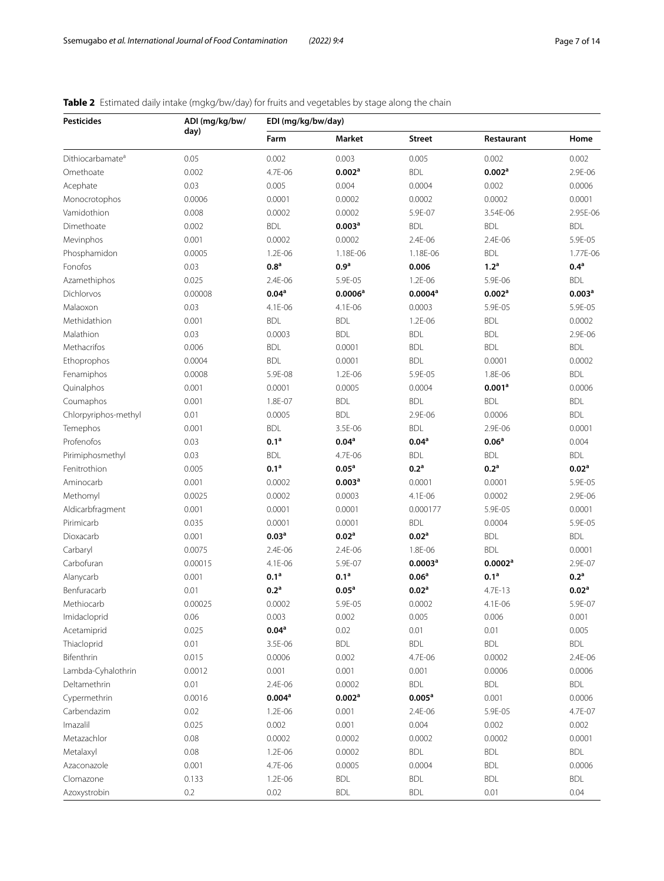**Table 2** Estimated daily intake (mgkg/bw/day) for fruits and vegetables by stage along the chain

| Pesticides | ADI (mg/kg/bw/day) | EDI (mg/kg/bw/day) | | | | |
|---|---|---|---|---|---|---|
| | | Farm | Market | Street | Restaurant | Home |
| Dithiocarbamate[a] | 0.05 | 0.002 | 0.003 | 0.005 | 0.002 | 0.002 |
| Omethoate | 0.002 | 4.7E-06 | **0.002**[a] | BDL | **0.002**[a] | 2.9E-06 |
| Acephate | 0.03 | 0.005 | 0.004 | 0.0004 | 0.002 | 0.0006 |
| Monocrotophos | 0.0006 | 0.0001 | 0.0002 | 0.0002 | 0.0002 | 0.0001 |
| Vamidothion | 0.008 | 0.0002 | 0.0002 | 5.9E-07 | 3.54E-06 | 2.95E-06 |
| Dimethoate | 0.002 | BDL | **0.003**[a] | BDL | BDL | BDL |
| Mevinphos | 0.001 | 0.0002 | 0.0002 | 2.4E-06 | 2.4E-06 | 5.9E-05 |
| Phosphamidon | 0.0005 | 1.2E-06 | 1.18E-06 | 1.18E-06 | BDL | 1.77E-06 |
| Fonofos | 0.03 | **0.8**[a] | **0.9**[a] | **0.006** | **1.2**[a] | **0.4**[a] |
| Azamethiphos | 0.025 | 2.4E-06 | 5.9E-05 | 1.2E-06 | 5.9E-06 | BDL |
| Dichlorvos | 0.00008 | **0.04**[a] | **0.0006**[a] | **0.0004**[a] | **0.002**[a] | **0.003**[a] |
| Malaoxon | 0.03 | 4.1E-06 | 4.1E-06 | 0.0003 | 5.9E-05 | 5.9E-05 |
| Methidathion | 0.001 | BDL | BDL | 1.2E-06 | BDL | 0.0002 |
| Malathion | 0.03 | 0.0003 | BDL | BDL | BDL | 2.9E-06 |
| Methacrifos | 0.006 | BDL | 0.0001 | BDL | BDL | BDL |
| Ethoprophos | 0.0004 | BDL | 0.0001 | BDL | 0.0001 | 0.0002 |
| Fenamiphos | 0.0008 | 5.9E-08 | 1.2E-06 | 5.9E-05 | 1.8E-06 | BDL |
| Quinalphos | 0.001 | 0.0001 | 0.0005 | 0.0004 | **0.001**[a] | 0.0006 |
| Coumaphos | 0.001 | 1.8E-07 | BDL | BDL | BDL | BDL |
| Chlorpyriphos-methyl | 0.01 | 0.0005 | BDL | 2.9E-06 | 0.0006 | BDL |
| Temephos | 0.001 | BDL | 3.5E-06 | BDL | 2.9E-06 | 0.0001 |
| Profenofos | 0.03 | **0.1**[a] | **0.04**[a] | **0.04**[a] | **0.06**[a] | 0.004 |
| Pirimiphosmethyl | 0.03 | BDL | 4.7E-06 | BDL | BDL | BDL |
| Fenitrothion | 0.005 | **0.1**[a] | **0.05**[a] | **0.2**[a] | **0.2**[a] | **0.02**[a] |
| Aminocarb | 0.001 | 0.0002 | **0.003**[a] | 0.0001 | 0.0001 | 5.9E-05 |
| Methomyl | 0.0025 | 0.0002 | 0.0003 | 4.1E-06 | 0.0002 | 2.9E-06 |
| Aldicarbfragment | 0.001 | 0.0001 | 0.0001 | 0.000177 | 5.9E-05 | 0.0001 |
| Pirimicarb | 0.035 | 0.0001 | 0.0001 | BDL | 0.0004 | 5.9E-05 |
| Dioxacarb | 0.001 | **0.03**[a] | **0.02**[a] | **0.02**[a] | BDL | BDL |
| Carbaryl | 0.0075 | 2.4E-06 | 2.4E-06 | 1.8E-06 | BDL | 0.0001 |
| Carbofuran | 0.00015 | 4.1E-06 | 5.9E-07 | **0.0003**[a] | **0.0002**[a] | 2.9E-07 |
| Alanycarb | 0.001 | **0.1**[a] | **0.1**[a] | **0.06**[a] | **0.1**[a] | **0.2**[a] |
| Benfuracarb | 0.01 | **0.2**[a] | **0.05**[a] | **0.02**[a] | 4.7E-13 | **0.02**[a] |
| Methiocarb | 0.00025 | 0.0002 | 5.9E-05 | 0.0002 | 4.1E-06 | 5.9E-07 |
| Imidacloprid | 0.06 | 0.003 | 0.002 | 0.005 | 0.006 | 0.001 |
| Acetamiprid | 0.025 | **0.04**[a] | 0.02 | 0.01 | 0.01 | 0.005 |
| Thiacloprid | 0.01 | 3.5E-06 | BDL | BDL | BDL | BDL |
| Bifenthrin | 0.015 | 0.0006 | 0.002 | 4.7E-06 | 0.0002 | 2.4E-06 |
| Lambda-Cyhalothrin | 0.0012 | 0.001 | 0.001 | 0.001 | 0.0006 | 0.0006 |
| Deltamethrin | 0.01 | 2.4E-06 | 0.0002 | BDL | BDL | BDL |
| Cypermethrin | 0.0016 | **0.004**[a] | **0.002**[a] | **0.005**[a] | 0.001 | 0.0006 |
| Carbendazim | 0.02 | 1.2E-06 | 0.001 | 2.4E-06 | 5.9E-05 | 4.7E-07 |
| Imazalil | 0.025 | 0.002 | 0.001 | 0.004 | 0.002 | 0.002 |
| Metazachlor | 0.08 | 0.0002 | 0.0002 | 0.0002 | 0.0002 | 0.0001 |
| Metalaxyl | 0.08 | 1.2E-06 | 0.0002 | BDL | BDL | BDL |
| Azaconazole | 0.001 | 4.7E-06 | 0.0005 | 0.0004 | BDL | 0.0006 |
| Clomazone | 0.133 | 1.2E-06 | BDL | BDL | BDL | BDL |
| Azoxystrobin | 0.2 | 0.02 | BDL | BDL | 0.01 | 0.04 |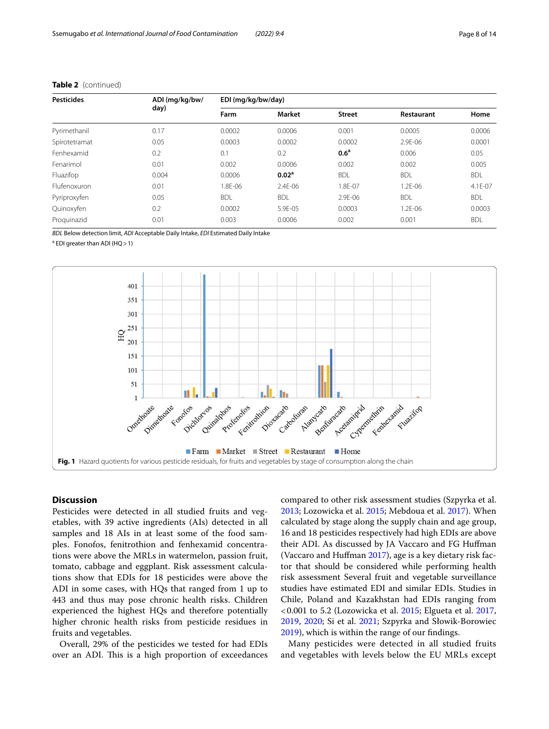**Table 2** (continued)

| Pesticides | ADI (mg/kg/bw/day) | EDI (mg/kg/bw/day) | | | | |
|---|---|---|---|---|---|---|
| | | Farm | Market | Street | Restaurant | Home |
| Pyrimethanil | 0.17 | 0.0002 | 0.0006 | 0.001 | 0.0005 | 0.0006 |
| Spirotetramat | 0.05 | 0.0003 | 0.0002 | 0.0002 | 2.9E-06 | 0.0001 |
| Fenhexamid | 0.2 | 0.1 | 0.2 | **0.6**[a] | 0.006 | 0.05 |
| Fenarimol | 0.01 | 0.002 | 0.0006 | 0.002 | 0.002 | 0.005 |
| Fluazifop | 0.004 | 0.0006 | **0.02**[a] | BDL | BDL | BDL |
| Flufenoxuron | 0.01 | 1.8E-06 | 2.4E-06 | 1.8E-07 | 1.2E-06 | 4.1E-07 |
| Pyriproxyfen | 0.05 | BDL | BDL | 2.9E-06 | BDL | BDL |
| Quinoxyfen | 0.2 | 0.0002 | 5.9E-05 | 0.0003 | 1.2E-06 | 0.0003 |
| Proquinazid | 0.01 | 0.003 | 0.0006 | 0.002 | 0.001 | BDL |

*BDL* Below detection limit, *ADI* Acceptable Daily Intake, *EDI* Estimated Daily Intake

[a] EDI greater than ADI (HQ > 1)

**Fig. 1** Hazard quotients for various pesticide residuals, for fruits and vegetables by stage of consumption along the chain

## Discussion

Pesticides were detected in all studied fruits and vegetables, with 39 active ingredients (AIs) detected in all samples and 18 AIs in at least some of the food samples. Fonofos, fenitrothion and fenhexamid concentrations were above the MRLs in watermelon, passion fruit, tomato, cabbage and eggplant. Risk assessment calculations show that EDIs for 18 pesticides were above the ADI in some cases, with HQs that ranged from 1 up to 443 and thus may pose chronic health risks. Children experienced the highest HQs and therefore potentially higher chronic health risks from pesticide residues in fruits and vegetables.

Overall, 29% of the pesticides we tested for had EDIs over an ADI. This is a high proportion of exceedances compared to other risk assessment studies (Szpyrka et al. 2013; Lozowicka et al. 2015; Mebdoua et al. 2017). When calculated by stage along the supply chain and age group, 16 and 18 pesticides respectively had high EDIs are above their ADI. As discussed by JA Vaccaro and FG Huffman (Vaccaro and Huffman 2017), age is a key dietary risk factor that should be considered while performing health risk assessment Several fruit and vegetable surveillance studies have estimated EDI and similar EDIs. Studies in Chile, Poland and Kazakhstan had EDIs ranging from <0.001 to 5.2 (Lozowicka et al. 2015; Elgueta et al. 2017, 2019, 2020; Si et al. 2021; Szpyrka and Słowik-Borowiec 2019), which is within the range of our findings.

Many pesticides were detected in all studied fruits and vegetables with levels below the EU MRLs except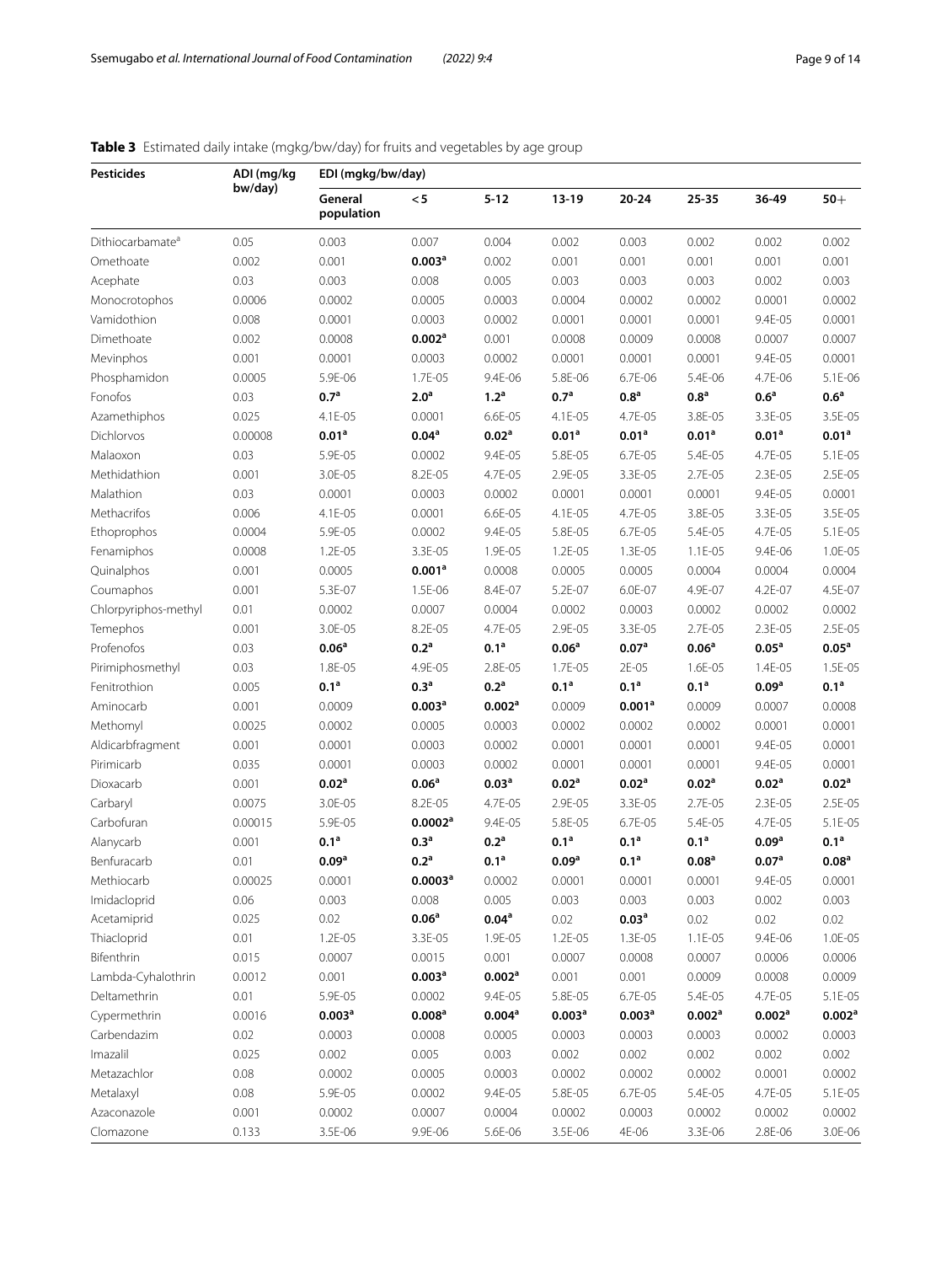**Table 3** Estimated daily intake (mgkg/bw/day) for fruits and vegetables by age group

| Pesticides | ADI (mg/kg bw/day) | EDI (mgkg/bw/day) | | | | | | | |
|---|---|---|---|---|---|---|---|---|---|
| | | General population | < 5 | 5-12 | 13-19 | 20-24 | 25-35 | 36-49 | 50+ |
| Dithiocarbamate[a] | 0.05 | 0.003 | 0.007 | 0.004 | 0.002 | 0.003 | 0.002 | 0.002 | 0.002 |
| Omethoate | 0.002 | 0.001 | **0.003[a]** | 0.002 | 0.001 | 0.001 | 0.001 | 0.001 | 0.001 |
| Acephate | 0.03 | 0.003 | 0.008 | 0.005 | 0.003 | 0.003 | 0.003 | 0.002 | 0.003 |
| Monocrotophos | 0.0006 | 0.0002 | 0.0005 | 0.0003 | 0.0004 | 0.0002 | 0.0002 | 0.0001 | 0.0002 |
| Vamidothion | 0.008 | 0.0001 | 0.0003 | 0.0002 | 0.0001 | 0.0001 | 0.0001 | 9.4E-05 | 0.0001 |
| Dimethoate | 0.002 | 0.0008 | **0.002[a]** | 0.001 | 0.0008 | 0.0009 | 0.0008 | 0.0007 | 0.0007 |
| Mevinphos | 0.001 | 0.0001 | 0.0003 | 0.0002 | 0.0001 | 0.0001 | 0.0001 | 9.4E-05 | 0.0001 |
| Phosphamidon | 0.0005 | 5.9E-06 | 1.7E-05 | 9.4E-06 | 5.8E-06 | 6.7E-06 | 5.4E-06 | 4.7E-06 | 5.1E-06 |
| Fonofos | 0.03 | **0.7[a]** | **2.0[a]** | **1.2[a]** | **0.7[a]** | **0.8[a]** | **0.8[a]** | **0.6[a]** | **0.6[a]** |
| Azamethiphos | 0.025 | 4.1E-05 | 0.0001 | 6.6E-05 | 4.1E-05 | 4.7E-05 | 3.8E-05 | 3.3E-05 | 3.5E-05 |
| Dichlorvos | 0.00008 | **0.01[a]** | **0.04[a]** | **0.02[a]** | **0.01[a]** | **0.01[a]** | **0.01[a]** | **0.01[a]** | **0.01[a]** |
| Malaoxon | 0.03 | 5.9E-05 | 0.0002 | 9.4E-05 | 5.8E-05 | 6.7E-05 | 5.4E-05 | 4.7E-05 | 5.1E-05 |
| Methidathion | 0.001 | 3.0E-05 | 8.2E-05 | 4.7E-05 | 2.9E-05 | 3.3E-05 | 2.7E-05 | 2.3E-05 | 2.5E-05 |
| Malathion | 0.03 | 0.0001 | 0.0003 | 0.0002 | 0.0001 | 0.0001 | 0.0001 | 9.4E-05 | 0.0001 |
| Methacrifos | 0.006 | 4.1E-05 | 0.0001 | 6.6E-05 | 4.1E-05 | 4.7E-05 | 3.8E-05 | 3.3E-05 | 3.5E-05 |
| Ethoprophos | 0.0004 | 5.9E-05 | 0.0002 | 9.4E-05 | 5.8E-05 | 6.7E-05 | 5.4E-05 | 4.7E-05 | 5.1E-05 |
| Fenamiphos | 0.0008 | 1.2E-05 | 3.3E-05 | 1.9E-05 | 1.2E-05 | 1.3E-05 | 1.1E-05 | 9.4E-06 | 1.0E-05 |
| Quinalphos | 0.001 | 0.0005 | **0.001[a]** | 0.0008 | 0.0005 | 0.0005 | 0.0004 | 0.0004 | 0.0004 |
| Coumaphos | 0.001 | 5.3E-07 | 1.5E-06 | 8.4E-07 | 5.2E-07 | 6.0E-07 | 4.9E-07 | 4.2E-07 | 4.5E-07 |
| Chlorpyriphos-methyl | 0.01 | 0.0002 | 0.0007 | 0.0004 | 0.0002 | 0.0003 | 0.0002 | 0.0002 | 0.0002 |
| Temephos | 0.001 | 3.0E-05 | 8.2E-05 | 4.7E-05 | 2.9E-05 | 3.3E-05 | 2.7E-05 | 2.3E-05 | 2.5E-05 |
| Profenofos | 0.03 | **0.06[a]** | **0.2[a]** | **0.1[a]** | **0.06[a]** | **0.07[a]** | **0.06[a]** | **0.05[a]** | **0.05[a]** |
| Pirimiphosmethyl | 0.03 | 1.8E-05 | 4.9E-05 | 2.8E-05 | 1.7E-05 | 2E-05 | 1.6E-05 | 1.4E-05 | 1.5E-05 |
| Fenitrothion | 0.005 | **0.1[a]** | **0.3[a]** | **0.2[a]** | **0.1[a]** | **0.1[a]** | **0.1[a]** | **0.09[a]** | **0.1[a]** |
| Aminocarb | 0.001 | 0.0009 | **0.003[a]** | **0.002[a]** | 0.0009 | **0.001[a]** | 0.0009 | 0.0007 | 0.0008 |
| Methomyl | 0.0025 | 0.0002 | 0.0005 | 0.0003 | 0.0002 | 0.0002 | 0.0002 | 0.0001 | 0.0001 |
| Aldicarbfragment | 0.001 | 0.0001 | 0.0003 | 0.0002 | 0.0001 | 0.0001 | 0.0001 | 9.4E-05 | 0.0001 |
| Pirimicarb | 0.035 | 0.0001 | 0.0003 | 0.0002 | 0.0001 | 0.0001 | 0.0001 | 9.4E-05 | 0.0001 |
| Dioxacarb | 0.001 | **0.02[a]** | **0.06[a]** | **0.03[a]** | **0.02[a]** | **0.02[a]** | **0.02[a]** | **0.02[a]** | **0.02[a]** |
| Carbaryl | 0.0075 | 3.0E-05 | 8.2E-05 | 4.7E-05 | 2.9E-05 | 3.3E-05 | 2.7E-05 | 2.3E-05 | 2.5E-05 |
| Carbofuran | 0.00015 | 5.9E-05 | **0.0002[a]** | 9.4E-05 | 5.8E-05 | 6.7E-05 | 5.4E-05 | 4.7E-05 | 5.1E-05 |
| Alanycarb | 0.001 | **0.1[a]** | **0.3[a]** | **0.2[a]** | **0.1[a]** | **0.1[a]** | **0.1[a]** | **0.09[a]** | **0.1[a]** |
| Benfuracarb | 0.01 | **0.09[a]** | **0.2[a]** | **0.1[a]** | **0.09[a]** | **0.1[a]** | **0.08[a]** | **0.07[a]** | **0.08[a]** |
| Methiocarb | 0.00025 | 0.0001 | **0.0003[a]** | 0.0002 | 0.0001 | 0.0001 | 0.0001 | 9.4E-05 | 0.0001 |
| Imidacloprid | 0.06 | 0.003 | 0.008 | 0.005 | 0.003 | 0.003 | 0.003 | 0.002 | 0.003 |
| Acetamiprid | 0.025 | 0.02 | **0.06[a]** | **0.04[a]** | 0.02 | **0.03[a]** | 0.02 | 0.02 | 0.02 |
| Thiacloprid | 0.01 | 1.2E-05 | 3.3E-05 | 1.9E-05 | 1.2E-05 | 1.3E-05 | 1.1E-05 | 9.4E-06 | 1.0E-05 |
| Bifenthrin | 0.015 | 0.0007 | 0.0015 | 0.001 | 0.0007 | 0.0008 | 0.0007 | 0.0006 | 0.0006 |
| Lambda-Cyhalothrin | 0.0012 | 0.001 | **0.003[a]** | **0.002[a]** | 0.001 | 0.001 | 0.0009 | 0.0008 | 0.0009 |
| Deltamethrin | 0.01 | 5.9E-05 | 0.0002 | 9.4E-05 | 5.8E-05 | 6.7E-05 | 5.4E-05 | 4.7E-05 | 5.1E-05 |
| Cypermethrin | 0.0016 | **0.003[a]** | **0.008[a]** | **0.004[a]** | **0.003[a]** | **0.003[a]** | **0.002[a]** | **0.002[a]** | **0.002[a]** |
| Carbendazim | 0.02 | 0.0003 | 0.0008 | 0.0005 | 0.0003 | 0.0003 | 0.0003 | 0.0002 | 0.0003 |
| Imazalil | 0.025 | 0.002 | 0.005 | 0.003 | 0.002 | 0.002 | 0.002 | 0.002 | 0.002 |
| Metazachlor | 0.08 | 0.0002 | 0.0005 | 0.0003 | 0.0002 | 0.0002 | 0.0002 | 0.0001 | 0.0002 |
| Metalaxyl | 0.08 | 5.9E-05 | 0.0002 | 9.4E-05 | 5.8E-05 | 6.7E-05 | 5.4E-05 | 4.7E-05 | 5.1E-05 |
| Azaconazole | 0.001 | 0.0002 | 0.0007 | 0.0004 | 0.0002 | 0.0003 | 0.0002 | 0.0002 | 0.0002 |
| Clomazone | 0.133 | 3.5E-06 | 9.9E-06 | 5.6E-06 | 3.5E-06 | 4E-06 | 3.3E-06 | 2.8E-06 | 3.0E-06 |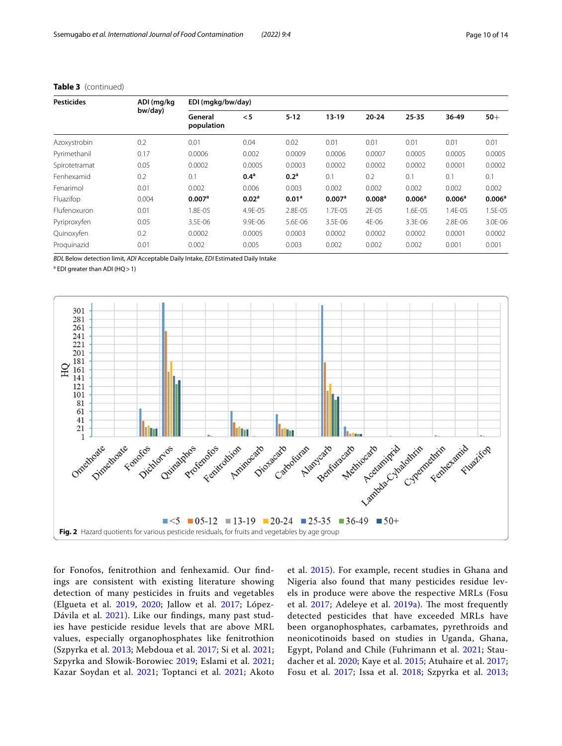**Table 3** (continued)

| Pesticides | ADI (mg/kg bw/day) | EDI (mgkg/bw/day) | | | | | | | |
|---|---|---|---|---|---|---|---|---|---|
| | | General population | < 5 | 5-12 | 13-19 | 20-24 | 25-35 | 36-49 | 50+ |
| Azoxystrobin | 0.2 | 0.01 | 0.04 | 0.02 | 0.01 | 0.01 | 0.01 | 0.01 | 0.01 |
| Pyrimethanil | 0.17 | 0.0006 | 0.002 | 0.0009 | 0.0006 | 0.0007 | 0.0005 | 0.0005 | 0.0005 |
| Spirotetramat | 0.05 | 0.0002 | 0.0005 | 0.0003 | 0.0002 | 0.0002 | 0.0002 | 0.0001 | 0.0002 |
| Fenhexamid | 0.2 | 0.1 | **0.4**[a] | **0.2**[a] | 0.1 | 0.2 | 0.1 | 0.1 | 0.1 |
| Fenarimol | 0.01 | 0.002 | 0.006 | 0.003 | 0.002 | 0.002 | 0.002 | 0.002 | 0.002 |
| Fluazifop | 0.004 | **0.007**[a] | **0.02**[a] | **0.01**[a] | **0.007**[a] | **0.008**[a] | **0.006**[a] | **0.006**[a] | **0.006**[a] |
| Flufenoxuron | 0.01 | 1.8E-05 | 4.9E-05 | 2.8E-05 | 1.7E-05 | 2E-05 | 1.6E-05 | 1.4E-05 | 1.5E-05 |
| Pyriproxyfen | 0.05 | 3.5E-06 | 9.9E-06 | 5.6E-06 | 3.5E-06 | 4E-06 | 3.3E-06 | 2.8E-06 | 3.0E-06 |
| Quinoxyfen | 0.2 | 0.0002 | 0.0005 | 0.0003 | 0.0002 | 0.0002 | 0.0002 | 0.0001 | 0.0002 |
| Proquinazid | 0.01 | 0.002 | 0.005 | 0.003 | 0.002 | 0.002 | 0.002 | 0.001 | 0.001 |

*BDL* Below detection limit, *ADI* Acceptable Daily Intake, *EDI* Estimated Daily Intake

[a] EDI greater than ADI (HQ > 1)

**Fig. 2** Hazard quotients for various pesticide residuals, for fruits and vegetables by age group

for Fonofos, fenitrothion and fenhexamid. Our findings are consistent with existing literature showing detection of many pesticides in fruits and vegetables (Elgueta et al. 2019, 2020; Jallow et al. 2017; López-Dávila et al. 2021). Like our findings, many past studies have pesticide residue levels that are above MRL values, especially organophosphates like fenitrothion (Szpyrka et al. 2013; Mebdoua et al. 2017; Si et al. 2021; Szpyrka and Słowik-Borowiec 2019; Eslami et al. 2021; Kazar Soydan et al. 2021; Toptanci et al. 2021; Akoto et al. 2015). For example, recent studies in Ghana and Nigeria also found that many pesticides residue levels in produce were above the respective MRLs (Fosu et al. 2017; Adeleye et al. 2019a). The most frequently detected pesticides that have exceeded MRLs have been organophosphates, carbamates, pyrethroids and neonicotinoids based on studies in Uganda, Ghana, Egypt, Poland and Chile (Fuhrimann et al. 2021; Staudacher et al. 2020; Kaye et al. 2015; Atuhaire et al. 2017; Fosu et al. 2017; Issa et al. 2018; Szpyrka et al. 2013;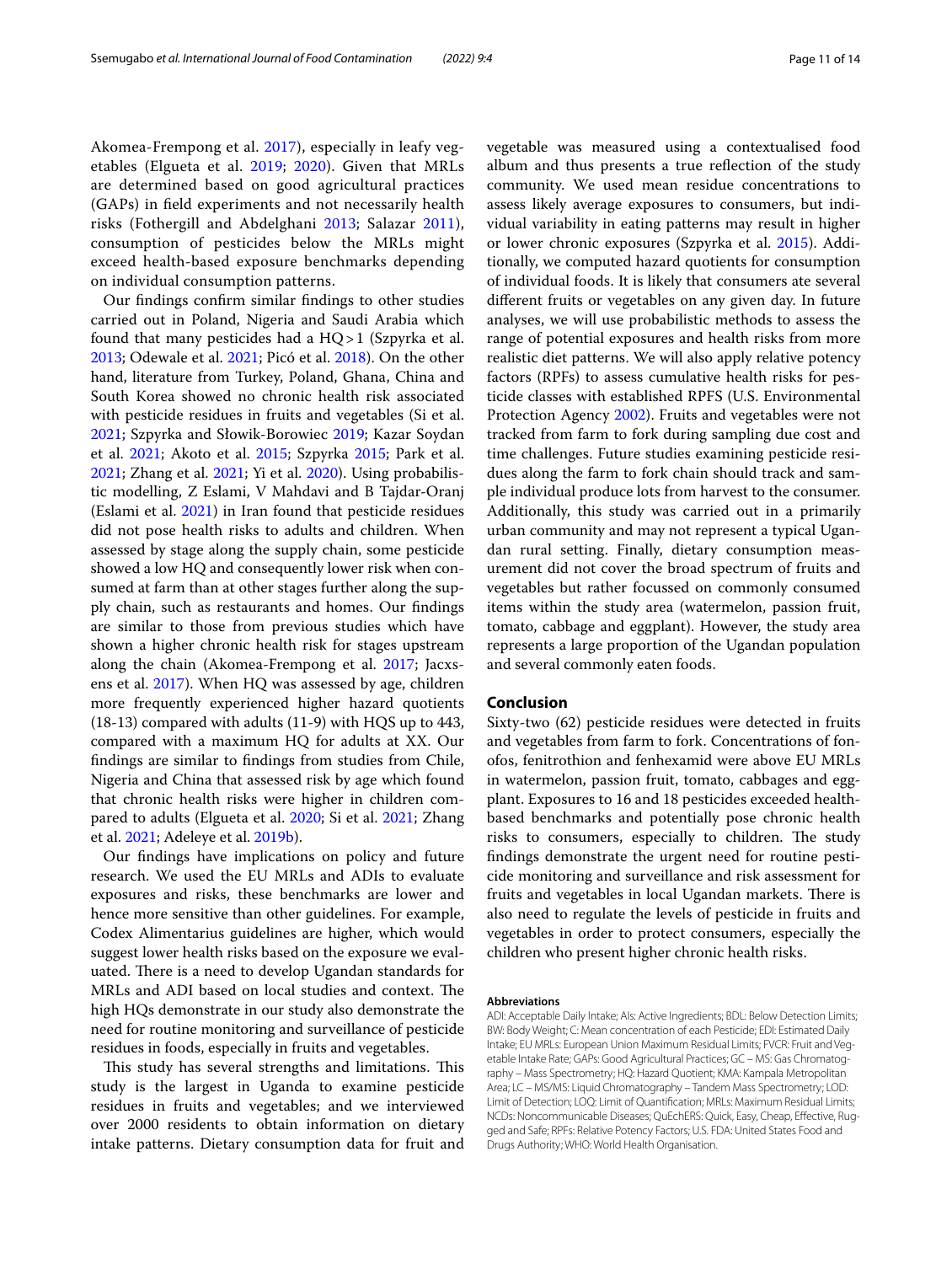Akomea-Frempong et al. 2017), especially in leafy vegetables (Elgueta et al. 2019; 2020). Given that MRLs are determined based on good agricultural practices (GAPs) in field experiments and not necessarily health risks (Fothergill and Abdelghani 2013; Salazar 2011), consumption of pesticides below the MRLs might exceed health-based exposure benchmarks depending on individual consumption patterns.

Our findings confirm similar findings to other studies carried out in Poland, Nigeria and Saudi Arabia which found that many pesticides had a HQ > 1 (Szpyrka et al. 2013; Odewale et al. 2021; Picó et al. 2018). On the other hand, literature from Turkey, Poland, Ghana, China and South Korea showed no chronic health risk associated with pesticide residues in fruits and vegetables (Si et al. 2021; Szpyrka and Słowik-Borowiec 2019; Kazar Soydan et al. 2021; Akoto et al. 2015; Szpyrka 2015; Park et al. 2021; Zhang et al. 2021; Yi et al. 2020). Using probabilistic modelling, Z Eslami, V Mahdavi and B Tajdar-Oranj (Eslami et al. 2021) in Iran found that pesticide residues did not pose health risks to adults and children. When assessed by stage along the supply chain, some pesticide showed a low HQ and consequently lower risk when consumed at farm than at other stages further along the supply chain, such as restaurants and homes. Our findings are similar to those from previous studies which have shown a higher chronic health risk for stages upstream along the chain (Akomea-Frempong et al. 2017; Jacxsens et al. 2017). When HQ was assessed by age, children more frequently experienced higher hazard quotients (18-13) compared with adults (11-9) with HQS up to 443, compared with a maximum HQ for adults at XX. Our findings are similar to findings from studies from Chile, Nigeria and China that assessed risk by age which found that chronic health risks were higher in children compared to adults (Elgueta et al. 2020; Si et al. 2021; Zhang et al. 2021; Adeleye et al. 2019b).

Our findings have implications on policy and future research. We used the EU MRLs and ADIs to evaluate exposures and risks, these benchmarks are lower and hence more sensitive than other guidelines. For example, Codex Alimentarius guidelines are higher, which would suggest lower health risks based on the exposure we evaluated. There is a need to develop Ugandan standards for MRLs and ADI based on local studies and context. The high HQs demonstrate in our study also demonstrate the need for routine monitoring and surveillance of pesticide residues in foods, especially in fruits and vegetables.

This study has several strengths and limitations. This study is the largest in Uganda to examine pesticide residues in fruits and vegetables; and we interviewed over 2000 residents to obtain information on dietary intake patterns. Dietary consumption data for fruit and vegetable was measured using a contextualised food album and thus presents a true reflection of the study community. We used mean residue concentrations to assess likely average exposures to consumers, but individual variability in eating patterns may result in higher or lower chronic exposures (Szpyrka et al. 2015). Additionally, we computed hazard quotients for consumption of individual foods. It is likely that consumers ate several different fruits or vegetables on any given day. In future analyses, we will use probabilistic methods to assess the range of potential exposures and health risks from more realistic diet patterns. We will also apply relative potency factors (RPFs) to assess cumulative health risks for pesticide classes with established RPFS (U.S. Environmental Protection Agency 2002). Fruits and vegetables were not tracked from farm to fork during sampling due cost and time challenges. Future studies examining pesticide residues along the farm to fork chain should track and sample individual produce lots from harvest to the consumer. Additionally, this study was carried out in a primarily urban community and may not represent a typical Ugandan rural setting. Finally, dietary consumption measurement did not cover the broad spectrum of fruits and vegetables but rather focussed on commonly consumed items within the study area (watermelon, passion fruit, tomato, cabbage and eggplant). However, the study area represents a large proportion of the Ugandan population and several commonly eaten foods.

## Conclusion

Sixty-two (62) pesticide residues were detected in fruits and vegetables from farm to fork. Concentrations of fonofos, fenitrothion and fenhexamid were above EU MRLs in watermelon, passion fruit, tomato, cabbages and eggplant. Exposures to 16 and 18 pesticides exceeded health-based benchmarks and potentially pose chronic health risks to consumers, especially to children. The study findings demonstrate the urgent need for routine pesticide monitoring and surveillance and risk assessment for fruits and vegetables in local Ugandan markets. There is also need to regulate the levels of pesticide in fruits and vegetables in order to protect consumers, especially the children who present higher chronic health risks.

#### Abbreviations

ADI: Acceptable Daily Intake; AIs: Active Ingredients; BDL: Below Detection Limits; BW: Body Weight; C: Mean concentration of each Pesticide; EDI: Estimated Daily Intake; EU MRLs: European Union Maximum Residual Limits; FVCR: Fruit and Vegetable Intake Rate; GAPs: Good Agricultural Practices; GC – MS: Gas Chromatography – Mass Spectrometry; HQ: Hazard Quotient; KMA: Kampala Metropolitan Area; LC – MS/MS: Liquid Chromatography – Tandem Mass Spectrometry; LOD: Limit of Detection; LOQ: Limit of Quantification; MRLs: Maximum Residual Limits; NCDs: Noncommunicable Diseases; QuEchERS: Quick, Easy, Cheap, Effective, Rugged and Safe; RPFs: Relative Potency Factors; U.S. FDA: United States Food and Drugs Authority; WHO: World Health Organisation.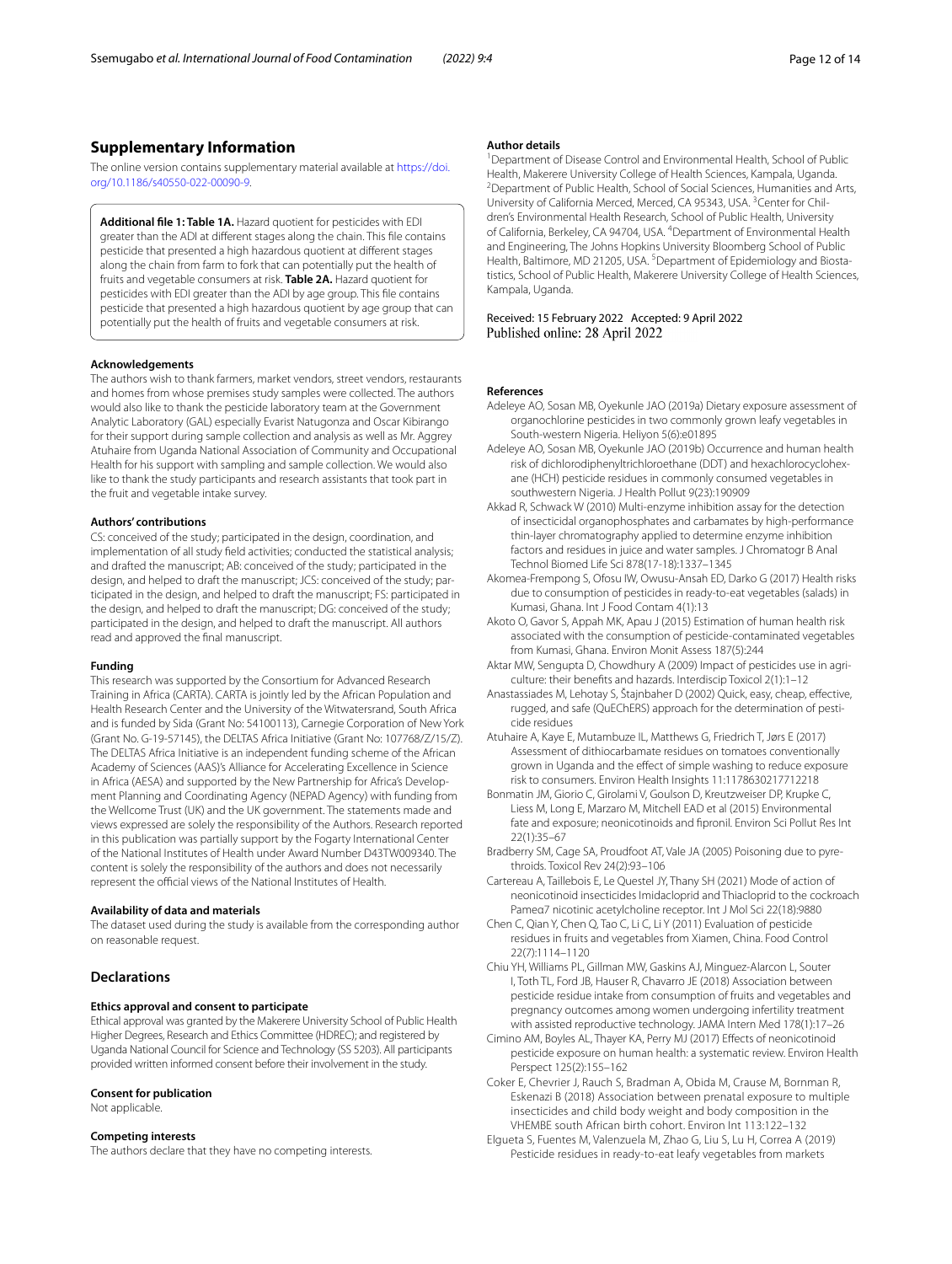## Supplementary Information

The online version contains supplementary material available at https://doi.org/10.1186/s40550-022-00090-9.

**Additional file 1: Table 1A.** Hazard quotient for pesticides with EDI greater than the ADI at different stages along the chain. This file contains pesticide that presented a high hazardous quotient at different stages along the chain from farm to fork that can potentially put the health of fruits and vegetable consumers at risk. **Table 2A.** Hazard quotient for pesticides with EDI greater than the ADI by age group. This file contains pesticide that presented a high hazardous quotient by age group that can potentially put the health of fruits and vegetable consumers at risk.

#### Acknowledgements

The authors wish to thank farmers, market vendors, street vendors, restaurants and homes from whose premises study samples were collected. The authors would also like to thank the pesticide laboratory team at the Government Analytic Laboratory (GAL) especially Evarist Natugonza and Oscar Kibirango for their support during sample collection and analysis as well as Mr. Aggrey Atuhaire from Uganda National Association of Community and Occupational Health for his support with sampling and sample collection. We would also like to thank the study participants and research assistants that took part in the fruit and vegetable intake survey.

#### Authors' contributions

CS: conceived of the study; participated in the design, coordination, and implementation of all study field activities; conducted the statistical analysis; and drafted the manuscript; AB: conceived of the study; participated in the design, and helped to draft the manuscript; JCS: conceived of the study; participated in the design, and helped to draft the manuscript; FS: participated in the design, and helped to draft the manuscript; DG: conceived of the study; participated in the design, and helped to draft the manuscript. All authors read and approved the final manuscript.

#### Funding

This research was supported by the Consortium for Advanced Research Training in Africa (CARTA). CARTA is jointly led by the African Population and Health Research Center and the University of the Witwatersrand, South Africa and is funded by Sida (Grant No: 54100113), Carnegie Corporation of New York (Grant No. G-19-57145), the DELTAS Africa Initiative (Grant No: 107768/Z/15/Z). The DELTAS Africa Initiative is an independent funding scheme of the African Academy of Sciences (AAS)'s Alliance for Accelerating Excellence in Science in Africa (AESA) and supported by the New Partnership for Africa's Development Planning and Coordinating Agency (NEPAD Agency) with funding from the Wellcome Trust (UK) and the UK government. The statements made and views expressed are solely the responsibility of the Authors. Research reported in this publication was partially support by the Fogarty International Center of the National Institutes of Health under Award Number D43TW009340. The content is solely the responsibility of the authors and does not necessarily represent the official views of the National Institutes of Health.

#### Availability of data and materials

The dataset used during the study is available from the corresponding author on reasonable request.

## Declarations

#### Ethics approval and consent to participate

Ethical approval was granted by the Makerere University School of Public Health Higher Degrees, Research and Ethics Committee (HDREC); and registered by Uganda National Council for Science and Technology (SS 5203). All participants provided written informed consent before their involvement in the study.

#### Consent for publication

Not applicable.

#### Competing interests

The authors declare that they have no competing interests.

#### Author details

[1]Department of Disease Control and Environmental Health, School of Public Health, Makerere University College of Health Sciences, Kampala, Uganda. [2]Department of Public Health, School of Social Sciences, Humanities and Arts, University of California Merced, Merced, CA 95343, USA. [3]Center for Children's Environmental Health Research, School of Public Health, University of California, Berkeley, CA 94704, USA. [4]Department of Environmental Health and Engineering, The Johns Hopkins University Bloomberg School of Public Health, Baltimore, MD 21205, USA. [5]Department of Epidemiology and Biostatistics, School of Public Health, Makerere University College of Health Sciences, Kampala, Uganda.

Received: 15 February 2022 Accepted: 9 April 2022
Published online: 28 April 2022

#### References

- Adeleye AO, Sosan MB, Oyekunle JAO (2019a) Dietary exposure assessment of organochlorine pesticides in two commonly grown leafy vegetables in South-western Nigeria. Heliyon 5(6):e01895
- Adeleye AO, Sosan MB, Oyekunle JAO (2019b) Occurrence and human health risk of dichlorodiphenyltrichloroethane (DDT) and hexachlorocyclohexane (HCH) pesticide residues in commonly consumed vegetables in southwestern Nigeria. J Health Pollut 9(23):190909
- Akkad R, Schwack W (2010) Multi-enzyme inhibition assay for the detection of insecticidal organophosphates and carbamates by high-performance thin-layer chromatography applied to determine enzyme inhibition factors and residues in juice and water samples. J Chromatogr B Anal Technol Biomed Life Sci 878(17-18):1337–1345
- Akomea-Frempong S, Ofosu IW, Owusu-Ansah ED, Darko G (2017) Health risks due to consumption of pesticides in ready-to-eat vegetables (salads) in Kumasi, Ghana. Int J Food Contam 4(1):13
- Akoto O, Gavor S, Appah MK, Apau J (2015) Estimation of human health risk associated with the consumption of pesticide-contaminated vegetables from Kumasi, Ghana. Environ Monit Assess 187(5):244
- Aktar MW, Sengupta D, Chowdhury A (2009) Impact of pesticides use in agriculture: their benefits and hazards. Interdiscip Toxicol 2(1):1–12
- Anastassiades M, Lehotay S, Štajnbaher D (2002) Quick, easy, cheap, effective, rugged, and safe (QuEChERS) approach for the determination of pesticide residues
- Atuhaire A, Kaye E, Mutambuze IL, Matthews G, Friedrich T, Jørs E (2017) Assessment of dithiocarbamate residues on tomatoes conventionally grown in Uganda and the effect of simple washing to reduce exposure risk to consumers. Environ Health Insights 11:1178630217712218
- Bonmatin JM, Giorio C, Girolami V, Goulson D, Kreutzweiser DP, Krupke C, Liess M, Long E, Marzaro M, Mitchell EAD et al (2015) Environmental fate and exposure; neonicotinoids and fipronil. Environ Sci Pollut Res Int 22(1):35–67
- Bradberry SM, Cage SA, Proudfoot AT, Vale JA (2005) Poisoning due to pyrethroids. Toxicol Rev 24(2):93–106
- Cartereau A, Taillebois E, Le Questel JY, Thany SH (2021) Mode of action of neonicotinoid insecticides Imidacloprid and Thiacloprid to the cockroach Pameα7 nicotinic acetylcholine receptor. Int J Mol Sci 22(18):9880
- Chen C, Qian Y, Chen Q, Tao C, Li C, Li Y (2011) Evaluation of pesticide residues in fruits and vegetables from Xiamen, China. Food Control 22(7):1114–1120
- Chiu YH, Williams PL, Gillman MW, Gaskins AJ, Minguez-Alarcon L, Souter I, Toth TL, Ford JB, Hauser R, Chavarro JE (2018) Association between pesticide residue intake from consumption of fruits and vegetables and pregnancy outcomes among women undergoing infertility treatment with assisted reproductive technology. JAMA Intern Med 178(1):17–26
- Cimino AM, Boyles AL, Thayer KA, Perry MJ (2017) Effects of neonicotinoid pesticide exposure on human health: a systematic review. Environ Health Perspect 125(2):155–162
- Coker E, Chevrier J, Rauch S, Bradman A, Obida M, Crause M, Bornman R, Eskenazi B (2018) Association between prenatal exposure to multiple insecticides and child body weight and body composition in the VHEMBE south African birth cohort. Environ Int 113:122–132
- Elgueta S, Fuentes M, Valenzuela M, Zhao G, Liu S, Lu H, Correa A (2019) Pesticide residues in ready-to-eat leafy vegetables from markets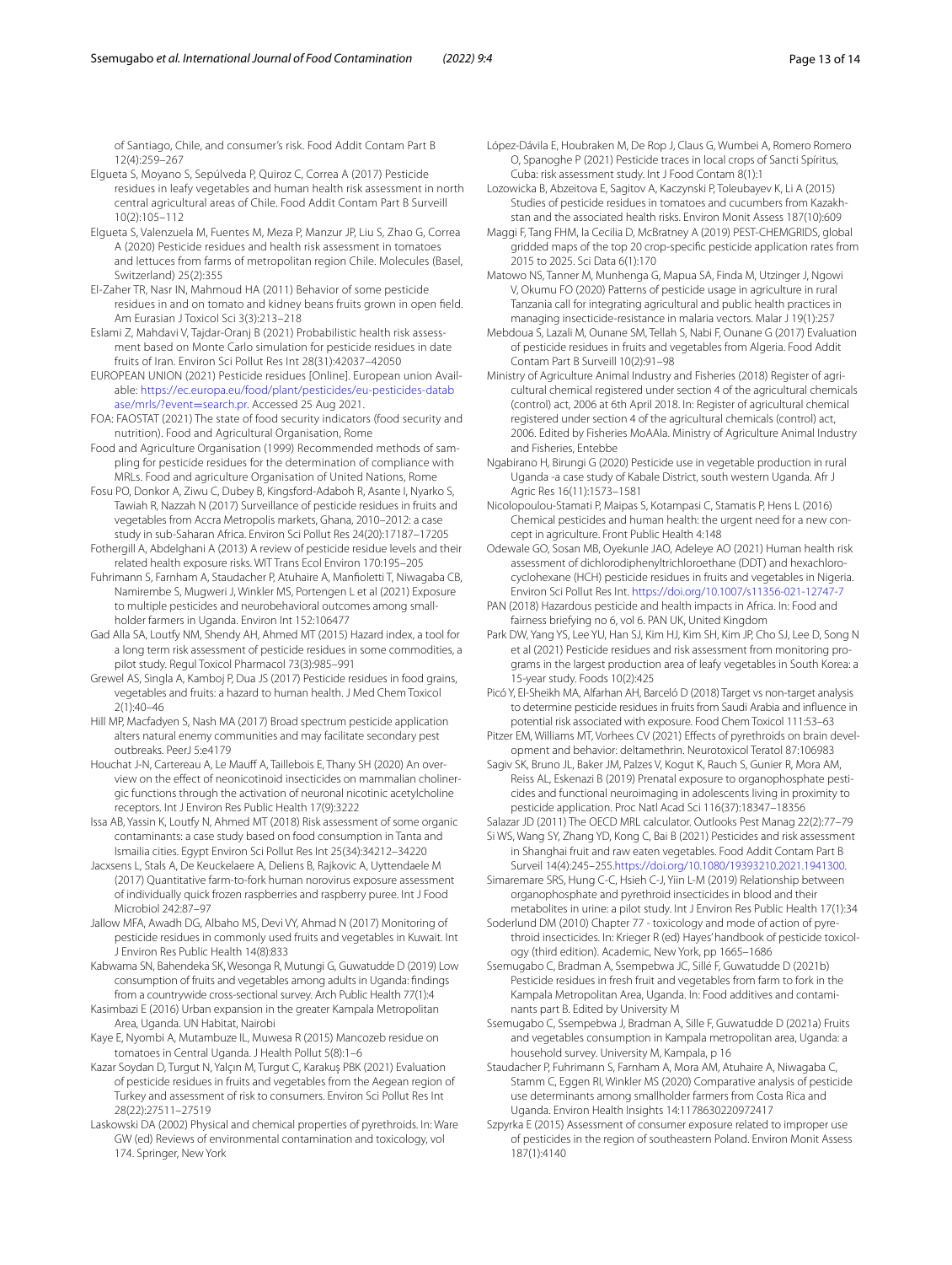of Santiago, Chile, and consumer's risk. Food Addit Contam Part B 12(4):259–267

Elgueta S, Moyano S, Sepúlveda P, Quiroz C, Correa A (2017) Pesticide residues in leafy vegetables and human health risk assessment in north central agricultural areas of Chile. Food Addit Contam Part B Surveill 10(2):105–112

Elgueta S, Valenzuela M, Fuentes M, Meza P, Manzur JP, Liu S, Zhao G, Correa A (2020) Pesticide residues and health risk assessment in tomatoes and lettuces from farms of metropolitan region Chile. Molecules (Basel, Switzerland) 25(2):355

El-Zaher TR, Nasr IN, Mahmoud HA (2011) Behavior of some pesticide residues in and on tomato and kidney beans fruits grown in open field. Am Eurasian J Toxicol Sci 3(3):213–218

Eslami Z, Mahdavi V, Tajdar-Oranj B (2021) Probabilistic health risk assessment based on Monte Carlo simulation for pesticide residues in date fruits of Iran. Environ Sci Pollut Res Int 28(31):42037–42050

EUROPEAN UNION (2021) Pesticide residues [Online]. European union Available: https://ec.europa.eu/food/plant/pesticides/eu-pesticides-database/mrls/?event=search.pr. Accessed 25 Aug 2021.

FOA: FAOSTAT (2021) The state of food security indicators (food security and nutrition). Food and Agricultural Organisation, Rome

Food and Agriculture Organisation (1999) Recommended methods of sampling for pesticide residues for the determination of compliance with MRLs. Food and agriculture Organisation of United Nations, Rome

Fosu PO, Donkor A, Ziwu C, Dubey B, Kingsford-Adaboh R, Asante I, Nyarko S, Tawiah R, Nazzah N (2017) Surveillance of pesticide residues in fruits and vegetables from Accra Metropolis markets, Ghana, 2010–2012: a case study in sub-Saharan Africa. Environ Sci Pollut Res 24(20):17187–17205

Fothergill A, Abdelghani A (2013) A review of pesticide residue levels and their related health exposure risks. WIT Trans Ecol Environ 170:195–205

Fuhrimann S, Farnham A, Staudacher P, Atuhaire A, Manfioletti T, Niwagaba CB, Namirembe S, Mugweri J, Winkler MS, Portengen L et al (2021) Exposure to multiple pesticides and neurobehavioral outcomes among smallholder farmers in Uganda. Environ Int 152:106477

Gad Alla SA, Loutfy NM, Shendy AH, Ahmed MT (2015) Hazard index, a tool for a long term risk assessment of pesticide residues in some commodities, a pilot study. Regul Toxicol Pharmacol 73(3):985–991

Grewel AS, Singla A, Kamboj P, Dua JS (2017) Pesticide residues in food grains, vegetables and fruits: a hazard to human health. J Med Chem Toxicol 2(1):40–46

Hill MP, Macfadyen S, Nash MA (2017) Broad spectrum pesticide application alters natural enemy communities and may facilitate secondary pest outbreaks. PeerJ 5:e4179

Houchat J-N, Cartereau A, Le Mauff A, Taillebois E, Thany SH (2020) An overview on the effect of neonicotinoid insecticides on mammalian cholinergic functions through the activation of neuronal nicotinic acetylcholine receptors. Int J Environ Res Public Health 17(9):3222

Issa AB, Yassin K, Loutfy N, Ahmed MT (2018) Risk assessment of some organic contaminants: a case study based on food consumption in Tanta and Ismailia cities. Egypt Environ Sci Pollut Res Int 25(34):34212–34220

Jacxsens L, Stals A, De Keuckelaere A, Deliens B, Rajkovic A, Uyttendaele M (2017) Quantitative farm-to-fork human norovirus exposure assessment of individually quick frozen raspberries and raspberry puree. Int J Food Microbiol 242:87–97

Jallow MFA, Awadh DG, Albaho MS, Devi VY, Ahmad N (2017) Monitoring of pesticide residues in commonly used fruits and vegetables in Kuwait. Int J Environ Res Public Health 14(8):833

Kabwama SN, Bahendeka SK, Wesonga R, Mutungi G, Guwatudde D (2019) Low consumption of fruits and vegetables among adults in Uganda: findings from a countrywide cross-sectional survey. Arch Public Health 77(1):4

Kasimbazi E (2016) Urban expansion in the greater Kampala Metropolitan Area, Uganda. UN Habitat, Nairobi

Kaye E, Nyombi A, Mutambuze IL, Muwesa R (2015) Mancozeb residue on tomatoes in Central Uganda. J Health Pollut 5(8):1–6

Kazar Soydan D, Turgut N, Yalçın M, Turgut C, Karakuş PBK (2021) Evaluation of pesticide residues in fruits and vegetables from the Aegean region of Turkey and assessment of risk to consumers. Environ Sci Pollut Res Int 28(22):27511–27519

Laskowski DA (2002) Physical and chemical properties of pyrethroids. In: Ware GW (ed) Reviews of environmental contamination and toxicology, vol 174. Springer, New York

López-Dávila E, Houbraken M, De Rop J, Claus G, Wumbei A, Romero Romero O, Spanoghe P (2021) Pesticide traces in local crops of Sancti Spíritus, Cuba: risk assessment study. Int J Food Contam 8(1):1

Lozowicka B, Abzeitova E, Sagitov A, Kaczynski P, Toleubayev K, Li A (2015) Studies of pesticide residues in tomatoes and cucumbers from Kazakhstan and the associated health risks. Environ Monit Assess 187(10):609

Maggi F, Tang FHM, la Cecilia D, McBratney A (2019) PEST-CHEMGRIDS, global gridded maps of the top 20 crop-specific pesticide application rates from 2015 to 2025. Sci Data 6(1):170

Matowo NS, Tanner M, Munhenga G, Mapua SA, Finda M, Utzinger J, Ngowi V, Okumu FO (2020) Patterns of pesticide usage in agriculture in rural Tanzania call for integrating agricultural and public health practices in managing insecticide-resistance in malaria vectors. Malar J 19(1):257

Mebdoua S, Lazali M, Ounane SM, Tellah S, Nabi F, Ounane G (2017) Evaluation of pesticide residues in fruits and vegetables from Algeria. Food Addit Contam Part B Surveill 10(2):91–98

Ministry of Agriculture Animal Industry and Fisheries (2018) Register of agricultural chemical registered under section 4 of the agricultural chemicals (control) act, 2006 at 6th April 2018. In: Register of agricultural chemical registered under section 4 of the agricultural chemicals (control) act, 2006. Edited by Fisheries MoAAIa. Ministry of Agriculture Animal Industry and Fisheries, Entebbe

Ngabirano H, Birungi G (2020) Pesticide use in vegetable production in rural Uganda -a case study of Kabale District, south western Uganda. Afr J Agric Res 16(11):1573–1581

Nicolopoulou-Stamati P, Maipas S, Kotampasi C, Stamatis P, Hens L (2016) Chemical pesticides and human health: the urgent need for a new concept in agriculture. Front Public Health 4:148

Odewale GO, Sosan MB, Oyekunle JAO, Adeleye AO (2021) Human health risk assessment of dichlorodiphenyltrichloroethane (DDT) and hexachlorocyclohexane (HCH) pesticide residues in fruits and vegetables in Nigeria. Environ Sci Pollut Res Int. https://doi.org/10.1007/s11356-021-12747-7

PAN (2018) Hazardous pesticide and health impacts in Africa. In: Food and fairness briefying no 6, vol 6. PAN UK, United Kingdom

Park DW, Yang YS, Lee YU, Han SJ, Kim HJ, Kim SH, Kim JP, Cho SJ, Lee D, Song N et al (2021) Pesticide residues and risk assessment from monitoring programs in the largest production area of leafy vegetables in South Korea: a 15-year study. Foods 10(2):425

Picó Y, El-Sheikh MA, Alfarhan AH, Barceló D (2018) Target vs non-target analysis to determine pesticide residues in fruits from Saudi Arabia and influence in potential risk associated with exposure. Food Chem Toxicol 111:53–63

Pitzer EM, Williams MT, Vorhees CV (2021) Effects of pyrethroids on brain development and behavior: deltamethrin. Neurotoxicol Teratol 87:106983

Sagiv SK, Bruno JL, Baker JM, Palzes V, Kogut K, Rauch S, Gunier R, Mora AM, Reiss AL, Eskenazi B (2019) Prenatal exposure to organophosphate pesticides and functional neuroimaging in adolescents living in proximity to pesticide application. Proc Natl Acad Sci 116(37):18347–18356

Salazar JD (2011) The OECD MRL calculator. Outlooks Pest Manag 22(2):77–79

Si WS, Wang SY, Zhang YD, Kong C, Bai B (2021) Pesticides and risk assessment in Shanghai fruit and raw eaten vegetables. Food Addit Contam Part B Surveil 14(4):245–255.https://doi.org/10.1080/19393210.2021.1941300.

Simaremare SRS, Hung C-C, Hsieh C-J, Yiin L-M (2019) Relationship between organophosphate and pyrethroid insecticides in blood and their metabolites in urine: a pilot study. Int J Environ Res Public Health 17(1):34

Soderlund DM (2010) Chapter 77 - toxicology and mode of action of pyrethroid insecticides. In: Krieger R (ed) Hayes' handbook of pesticide toxicology (third edition). Academic, New York, pp 1665–1686

Ssemugabo C, Bradman A, Ssempebwa JC, Sillé F, Guwatudde D (2021b) Pesticide residues in fresh fruit and vegetables from farm to fork in the Kampala Metropolitan Area, Uganda. In: Food additives and contaminants part B. Edited by University M

Ssemugabo C, Ssempebwa J, Bradman A, Sille F, Guwatudde D (2021a) Fruits and vegetables consumption in Kampala metropolitan area, Uganda: a household survey. University M, Kampala, p 16

Staudacher P, Fuhrimann S, Farnham A, Mora AM, Atuhaire A, Niwagaba C, Stamm C, Eggen RI, Winkler MS (2020) Comparative analysis of pesticide use determinants among smallholder farmers from Costa Rica and Uganda. Environ Health Insights 14:1178630220972417

Szpyrka E (2015) Assessment of consumer exposure related to improper use of pesticides in the region of southeastern Poland. Environ Monit Assess 187(1):4140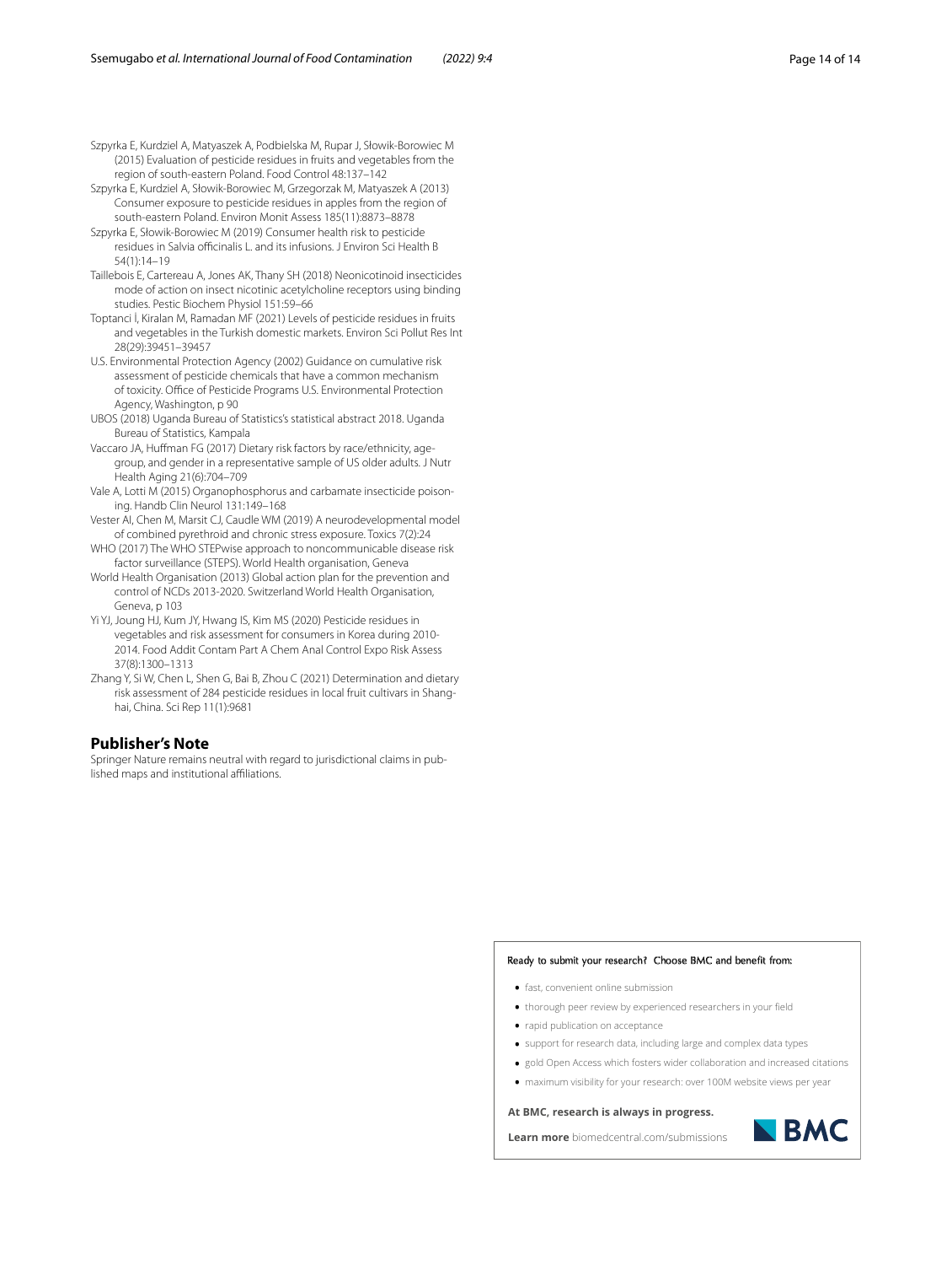Szpyrka E, Kurdziel A, Matyaszek A, Podbielska M, Rupar J, Słowik-Borowiec M (2015) Evaluation of pesticide residues in fruits and vegetables from the region of south-eastern Poland. Food Control 48:137–142

Szpyrka E, Kurdziel A, Słowik-Borowiec M, Grzegorzak M, Matyaszek A (2013) Consumer exposure to pesticide residues in apples from the region of south-eastern Poland. Environ Monit Assess 185(11):8873–8878

Szpyrka E, Słowik-Borowiec M (2019) Consumer health risk to pesticide residues in Salvia officinalis L. and its infusions. J Environ Sci Health B 54(1):14–19

Taillebois E, Cartereau A, Jones AK, Thany SH (2018) Neonicotinoid insecticides mode of action on insect nicotinic acetylcholine receptors using binding studies. Pestic Biochem Physiol 151:59–66

Toptanci İ, Kiralan M, Ramadan MF (2021) Levels of pesticide residues in fruits and vegetables in the Turkish domestic markets. Environ Sci Pollut Res Int 28(29):39451–39457

U.S. Environmental Protection Agency (2002) Guidance on cumulative risk assessment of pesticide chemicals that have a common mechanism of toxicity. Office of Pesticide Programs U.S. Environmental Protection Agency, Washington, p 90

UBOS (2018) Uganda Bureau of Statistics's statistical abstract 2018. Uganda Bureau of Statistics, Kampala

Vaccaro JA, Huffman FG (2017) Dietary risk factors by race/ethnicity, age-group, and gender in a representative sample of US older adults. J Nutr Health Aging 21(6):704–709

Vale A, Lotti M (2015) Organophosphorus and carbamate insecticide poisoning. Handb Clin Neurol 131:149–168

Vester AI, Chen M, Marsit CJ, Caudle WM (2019) A neurodevelopmental model of combined pyrethroid and chronic stress exposure. Toxics 7(2):24

WHO (2017) The WHO STEPwise approach to noncommunicable disease risk factor surveillance (STEPS). World Health organisation, Geneva

World Health Organisation (2013) Global action plan for the prevention and control of NCDs 2013-2020. Switzerland World Health Organisation, Geneva, p 103

Yi YJ, Joung HJ, Kum JY, Hwang IS, Kim MS (2020) Pesticide residues in vegetables and risk assessment for consumers in Korea during 2010-2014. Food Addit Contam Part A Chem Anal Control Expo Risk Assess 37(8):1300–1313

Zhang Y, Si W, Chen L, Shen G, Bai B, Zhou C (2021) Determination and dietary risk assessment of 284 pesticide residues in local fruit cultivars in Shanghai, China. Sci Rep 11(1):9681

## Publisher's Note

Springer Nature remains neutral with regard to jurisdictional claims in published maps and institutional affiliations.

Ready to submit your research? Choose BMC and benefit from:

- fast, convenient online submission
- thorough peer review by experienced researchers in your field
- rapid publication on acceptance
- support for research data, including large and complex data types
- gold Open Access which fosters wider collaboration and increased citations
- maximum visibility for your research: over 100M website views per year

**At BMC, research is always in progress.**

**Learn more** biomedcentral.com/submissions

BMC